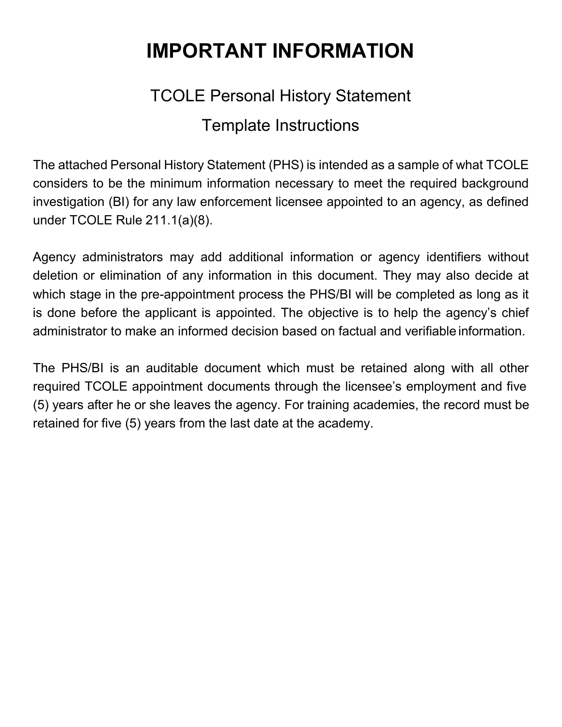# IMPORTANT INFORMATION

## TCOLE Personal History Statement

## Template Instructions

The attached Personal History Statement (PHS) is intended as a sample of what TCOLE considers to be the minimum information necessary to meet the required background investigation (BI) for any law enforcement licensee appointed to an agency, as defined under TCOLE Rule 211.1(a)(8).

Agency administrators may add additional information or agency identifiers without deletion or elimination of any information in this document. They may also decide at which stage in the pre-appointment process the PHS/BI will be completed as long as it is done before the applicant is appointed. The objective is to help the agency's chief administrator to make an informed decision based on factual and verifiable information.

The PHS/BI is an auditable document which must be retained along with all other required TCOLE appointment documents through the licensee's employment and five (5) years after he or she leaves the agency. For training academies, the record must be retained for five (5) years from the last date at the academy.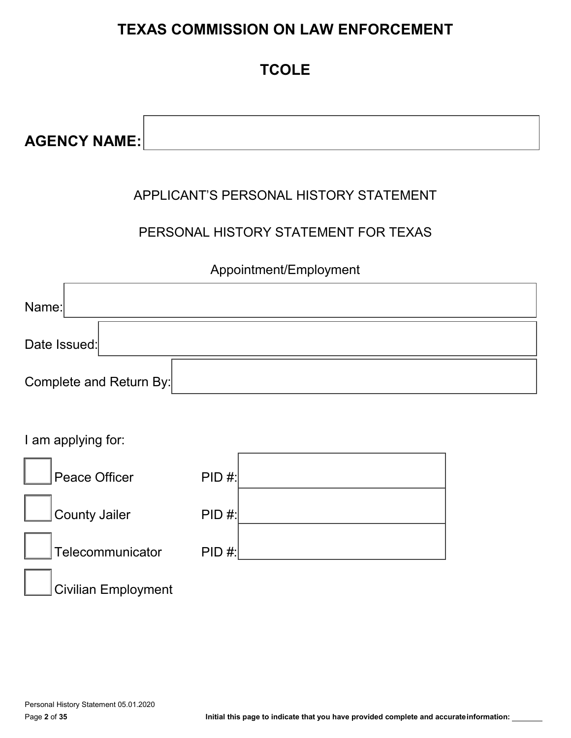# TEXAS COMMISSION ON LAW ENFORCEMENT

## TCOLE

**AGENCY NAME:** 

APPLICANT'S PERSONAL HISTORY STATEMENT

PERSONAL HISTORY STATEMENT FOR TEXAS

Appointment/Employment

Name: 

Date Issued: 

Complete and Return By: 

I am applying for:

- ☐ Peace Officer PID #: 
- ☐ County Jailer PID #: 
- ☐ Telecommunicator PID #: 
- ☐ Civilian Employment

Initial this page to indicate that you have provided complete and accurate information: ________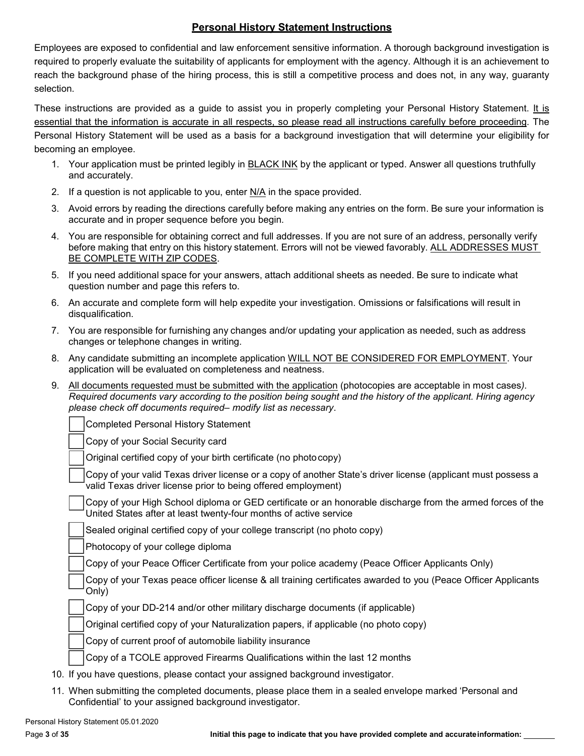## Personal History Statement Instructions

Employees are exposed to confidential and law enforcement sensitive information. A thorough background investigation is required to properly evaluate the suitability of applicants for employment with the agency. Although it is an achievement to reach the background phase of the hiring process, this is still a competitive process and does not, in any way, guaranty selection.

These instructions are provided as a guide to assist you in properly completing your Personal History Statement. It is essential that the information is accurate in all respects, so please read all instructions carefully before proceeding. The Personal History Statement will be used as a basis for a background investigation that will determine your eligibility for becoming an employee.

1. Your application must be printed legibly in BLACK INK by the applicant or typed. Answer all questions truthfully and accurately.
2. If a question is not applicable to you, enter N/A in the space provided.
3. Avoid errors by reading the directions carefully before making any entries on the form. Be sure your information is accurate and in proper sequence before you begin.
4. You are responsible for obtaining correct and full addresses. If you are not sure of an address, personally verify before making that entry on this history statement. Errors will not be viewed favorably. ALL ADDRESSES MUST BE COMPLETE WITH ZIP CODES.
5. If you need additional space for your answers, attach additional sheets as needed. Be sure to indicate what question number and page this refers to.
6. An accurate and complete form will help expedite your investigation. Omissions or falsifications will result in disqualification.
7. You are responsible for furnishing any changes and/or updating your application as needed, such as address changes or telephone changes in writing.
8. Any candidate submitting an incomplete application WILL NOT BE CONSIDERED FOR EMPLOYMENT. Your application will be evaluated on completeness and neatness.
9. All documents requested must be submitted with the application (photocopies are acceptable in most cases). *Required documents vary according to the position being sought and the history of the applicant. Hiring agency please check off documents required– modify list as necessary*.
   - ☐ Completed Personal History Statement
   - ☐ Copy of your Social Security card
   - ☐ Original certified copy of your birth certificate (no photocopy)
   - ☐ Copy of your valid Texas driver license or a copy of another State's driver license (applicant must possess a valid Texas driver license prior to being offered employment)
   - ☐ Copy of your High School diploma or GED certificate or an honorable discharge from the armed forces of the United States after at least twenty-four months of active service
   - ☐ Sealed original certified copy of your college transcript (no photo copy)
   - ☐ Photocopy of your college diploma
   - ☐ Copy of your Peace Officer Certificate from your police academy (Peace Officer Applicants Only)
   - ☐ Copy of your Texas peace officer license & all training certificates awarded to you (Peace Officer Applicants Only)
   - ☐ Copy of your DD-214 and/or other military discharge documents (if applicable)
   - ☐ Original certified copy of your Naturalization papers, if applicable (no photo copy)
   - ☐ Copy of current proof of automobile liability insurance
   - ☐ Copy of a TCOLE approved Firearms Qualifications within the last 12 months
10. If you have questions, please contact your assigned background investigator.
11. When submitting the completed documents, please place them in a sealed envelope marked 'Personal and Confidential' to your assigned background investigator.

**Initial this page to indicate that you have provided complete and accurate information:** ________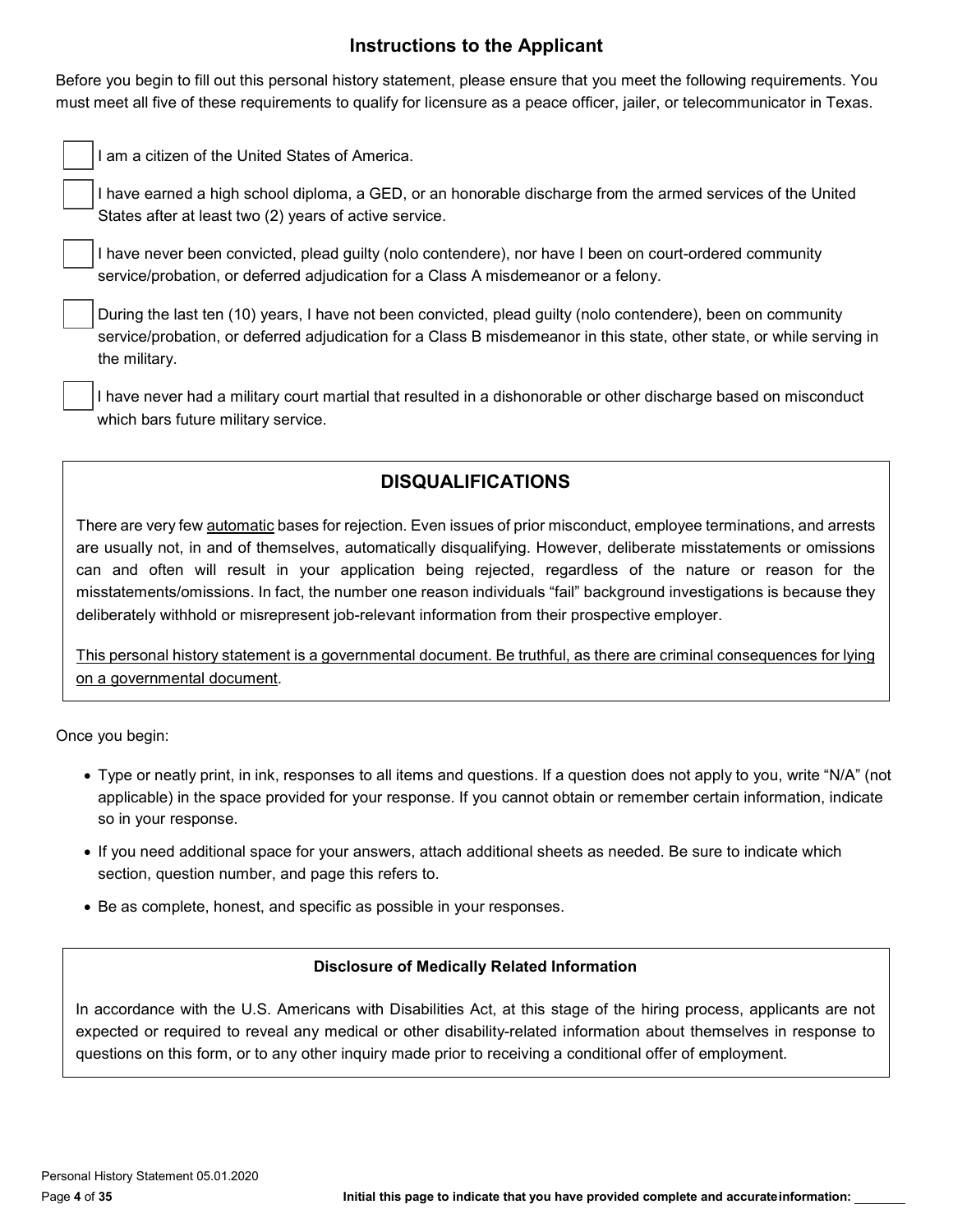## Instructions to the Applicant

Before you begin to fill out this personal history statement, please ensure that you meet the following requirements. You must meet all five of these requirements to qualify for licensure as a peace officer, jailer, or telecommunicator in Texas.

- [ ] I am a citizen of the United States of America.
- [ ] I have earned a high school diploma, a GED, or an honorable discharge from the armed services of the United States after at least two (2) years of active service.
- [ ] I have never been convicted, plead guilty (nolo contendere), nor have I been on court-ordered community service/probation, or deferred adjudication for a Class A misdemeanor or a felony.
- [ ] During the last ten (10) years, I have not been convicted, plead guilty (nolo contendere), been on community service/probation, or deferred adjudication for a Class B misdemeanor in this state, other state, or while serving in the military.
- [ ] I have never had a military court martial that resulted in a dishonorable or other discharge based on misconduct which bars future military service.

## DISQUALIFICATIONS

There are very few automatic bases for rejection. Even issues of prior misconduct, employee terminations, and arrests are usually not, in and of themselves, automatically disqualifying. However, deliberate misstatements or omissions can and often will result in your application being rejected, regardless of the nature or reason for the misstatements/omissions. In fact, the number one reason individuals "fail" background investigations is because they deliberately withhold or misrepresent job-relevant information from their prospective employer.

This personal history statement is a governmental document. Be truthful, as there are criminal consequences for lying on a governmental document.

Once you begin:

- Type or neatly print, in ink, responses to all items and questions. If a question does not apply to you, write "N/A" (not applicable) in the space provided for your response. If you cannot obtain or remember certain information, indicate so in your response.
- If you need additional space for your answers, attach additional sheets as needed. Be sure to indicate which section, question number, and page this refers to.
- Be as complete, honest, and specific as possible in your responses.

### Disclosure of Medically Related Information

In accordance with the U.S. Americans with Disabilities Act, at this stage of the hiring process, applicants are not expected or required to reveal any medical or other disability-related information about themselves in response to questions on this form, or to any other inquiry made prior to receiving a conditional offer of employment.

Initial this page to indicate that you have provided complete and accurate information: ________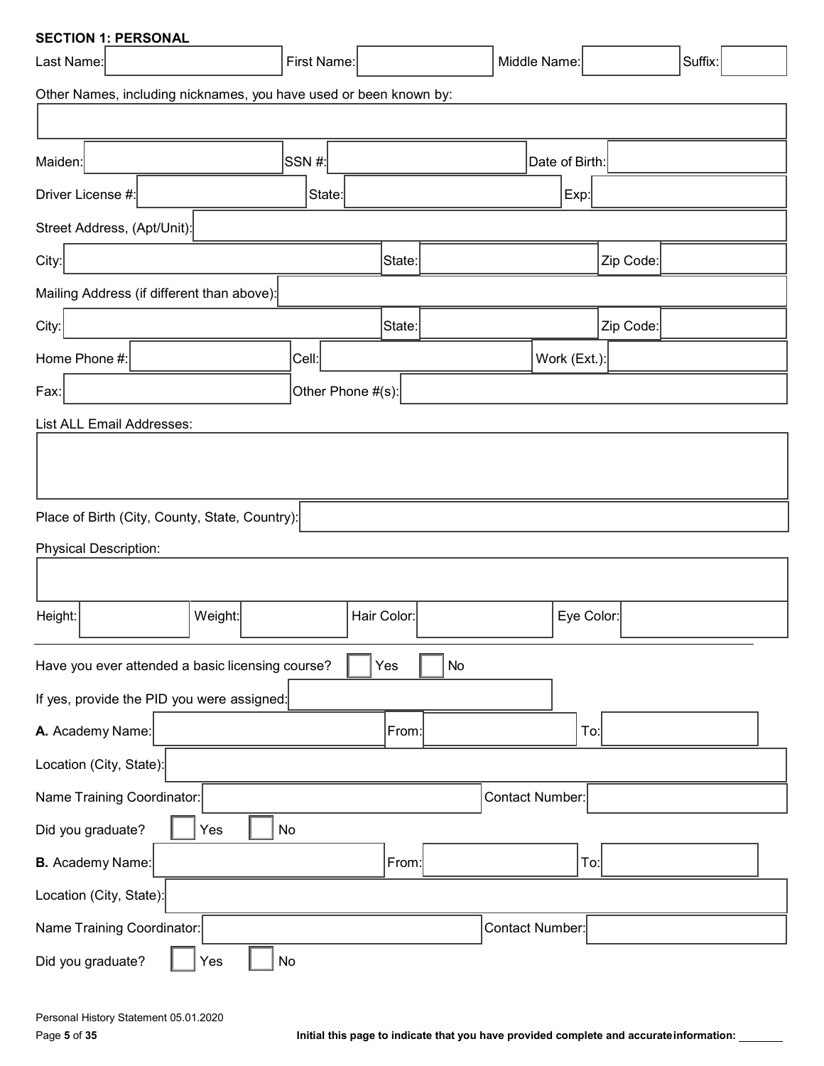**SECTION 1: PERSONAL**

Last Name: ____ First Name: ____ Middle Name: ____ Suffix: ____

Other Names, including nicknames, you have used or been known by:

____

Maiden: ____ SSN #: ____ Date of Birth: ____

Driver License #: ____ State: ____ Exp: ____

Street Address, (Apt/Unit): ____

City: ____ State: ____ Zip Code: ____

Mailing Address (if different than above): ____

City: ____ State: ____ Zip Code: ____

Home Phone #: ____ Cell: ____ Work (Ext.): ____

Fax: ____ Other Phone #(s): ____

List ALL Email Addresses:

____

Place of Birth (City, County, State, Country): ____

Physical Description:

____

Height: ____ Weight: ____ Hair Color: ____ Eye Color: ____

---

Have you ever attended a basic licensing course? ☐ Yes ☐ No

If yes, provide the PID you were assigned: ____

**A.** Academy Name: ____ From: ____ To: ____

Location (City, State): ____

Name Training Coordinator: ____ Contact Number: ____

Did you graduate? ☐ Yes ☐ No

**B.** Academy Name: ____ From: ____ To: ____

Location (City, State): ____

Name Training Coordinator: ____ Contact Number: ____

Did you graduate? ☐ Yes ☐ No

**Initial this page to indicate that you have provided complete and accurate information:** ____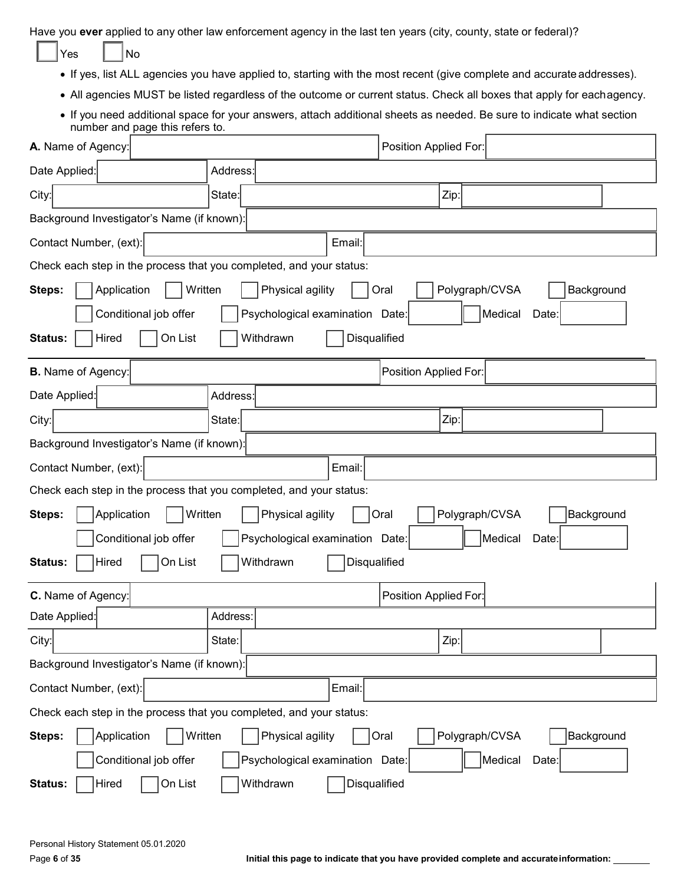Have you **ever** applied to any other law enforcement agency in the last ten years (city, county, state or federal)?

☐ Yes ☐ No

- If yes, list ALL agencies you have applied to, starting with the most recent (give complete and accurate addresses).
- All agencies MUST be listed regardless of the outcome or current status. Check all boxes that apply for each agency.
- If you need additional space for your answers, attach additional sheets as needed. Be sure to indicate what section number and page this refers to.

**A.** Name of Agency: ____________ Position Applied For: ____________

Date Applied: ____________ Address: ____________

City: ____________ State: ____________ Zip: ____________

Background Investigator's Name (if known): ____________

Contact Number, (ext): ____________ Email: ____________

Check each step in the process that you completed, and your status:

**Steps:** ☐ Application ☐ Written ☐ Physical agility ☐ Oral ☐ Polygraph/CVSA ☐ Background

☐ Conditional job offer ☐ Psychological examination Date: ____________ ☐ Medical Date: ____________

**Status:** ☐ Hired ☐ On List ☐ Withdrawn ☐ Disqualified

---

**B.** Name of Agency: ____________ Position Applied For: ____________

Date Applied: ____________ Address: ____________

City: ____________ State: ____________ Zip: ____________

Background Investigator's Name (if known): ____________

Contact Number, (ext): ____________ Email: ____________

Check each step in the process that you completed, and your status:

**Steps:** ☐ Application ☐ Written ☐ Physical agility ☐ Oral ☐ Polygraph/CVSA ☐ Background

☐ Conditional job offer ☐ Psychological examination Date: ____________ ☐ Medical Date: ____________

**Status:** ☐ Hired ☐ On List ☐ Withdrawn ☐ Disqualified

---

**C.** Name of Agency: ____________ Position Applied For: ____________

Date Applied: ____________ Address: ____________

City: ____________ State: ____________ Zip: ____________

Background Investigator's Name (if known): ____________

Contact Number, (ext): ____________ Email: ____________

Check each step in the process that you completed, and your status:

**Steps:** ☐ Application ☐ Written ☐ Physical agility ☐ Oral ☐ Polygraph/CVSA ☐ Background

☐ Conditional job offer ☐ Psychological examination Date: ____________ ☐ Medical Date: ____________

**Status:** ☐ Hired ☐ On List ☐ Withdrawn ☐ Disqualified

**Initial this page to indicate that you have provided complete and accurate information:** ________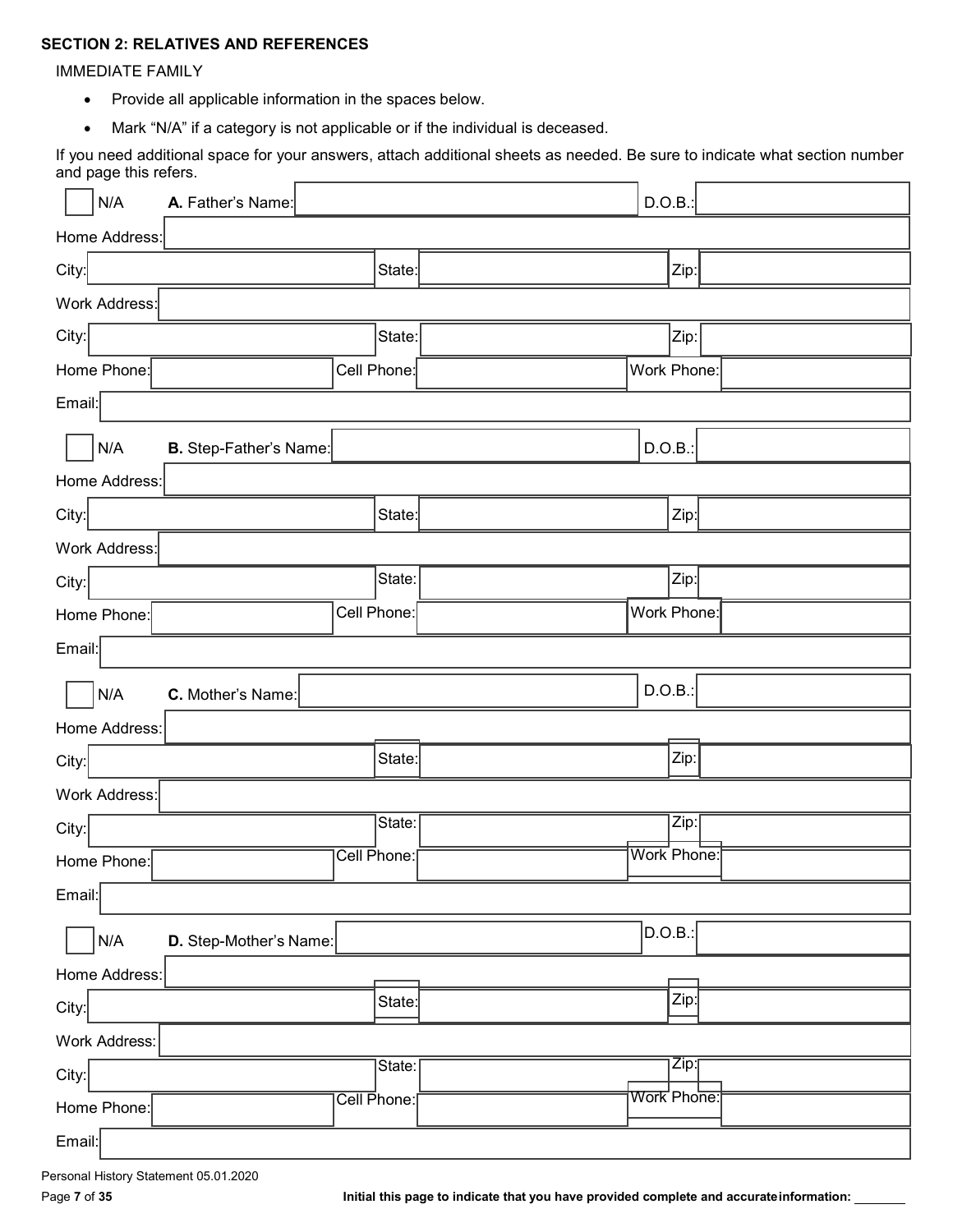**SECTION 2: RELATIVES AND REFERENCES**

IMMEDIATE FAMILY

- Provide all applicable information in the spaces below.
- Mark "N/A" if a category is not applicable or if the individual is deceased.

If you need additional space for your answers, attach additional sheets as needed. Be sure to indicate what section number and page this refers.

| | | | | | |
|---|---|---|---|---|---|
| ☐ N/A | **A.** Father's Name: | | | D.O.B.: | |
| Home Address: | | | | | |
| City: | | State: | | Zip: | |
| Work Address: | | | | | |
| City: | | State: | | Zip: | |
| Home Phone: | | Cell Phone: | | Work Phone: | |
| Email: | | | | | |

| | | | | | |
|---|---|---|---|---|---|
| ☐ N/A | **B.** Step-Father's Name: | | | D.O.B.: | |
| Home Address: | | | | | |
| City: | | State: | | Zip: | |
| Work Address: | | | | | |
| City: | | State: | | Zip: | |
| Home Phone: | | Cell Phone: | | Work Phone: | |
| Email: | | | | | |

| | | | | | |
|---|---|---|---|---|---|
| ☐ N/A | **C.** Mother's Name: | | | D.O.B.: | |
| Home Address: | | | | | |
| City: | | State: | | Zip: | |
| Work Address: | | | | | |
| City: | | State: | | Zip: | |
| Home Phone: | | Cell Phone: | | Work Phone: | |
| Email: | | | | | |

| | | | | | |
|---|---|---|---|---|---|
| ☐ N/A | **D.** Step-Mother's Name: | | | D.O.B.: | |
| Home Address: | | | | | |
| City: | | State: | | Zip: | |
| Work Address: | | | | | |
| City: | | State: | | Zip: | |
| Home Phone: | | Cell Phone: | | Work Phone: | |
| Email: | | | | | |

Personal History Statement 05.01.2020

**Initial this page to indicate that you have provided complete and accurate information:** ________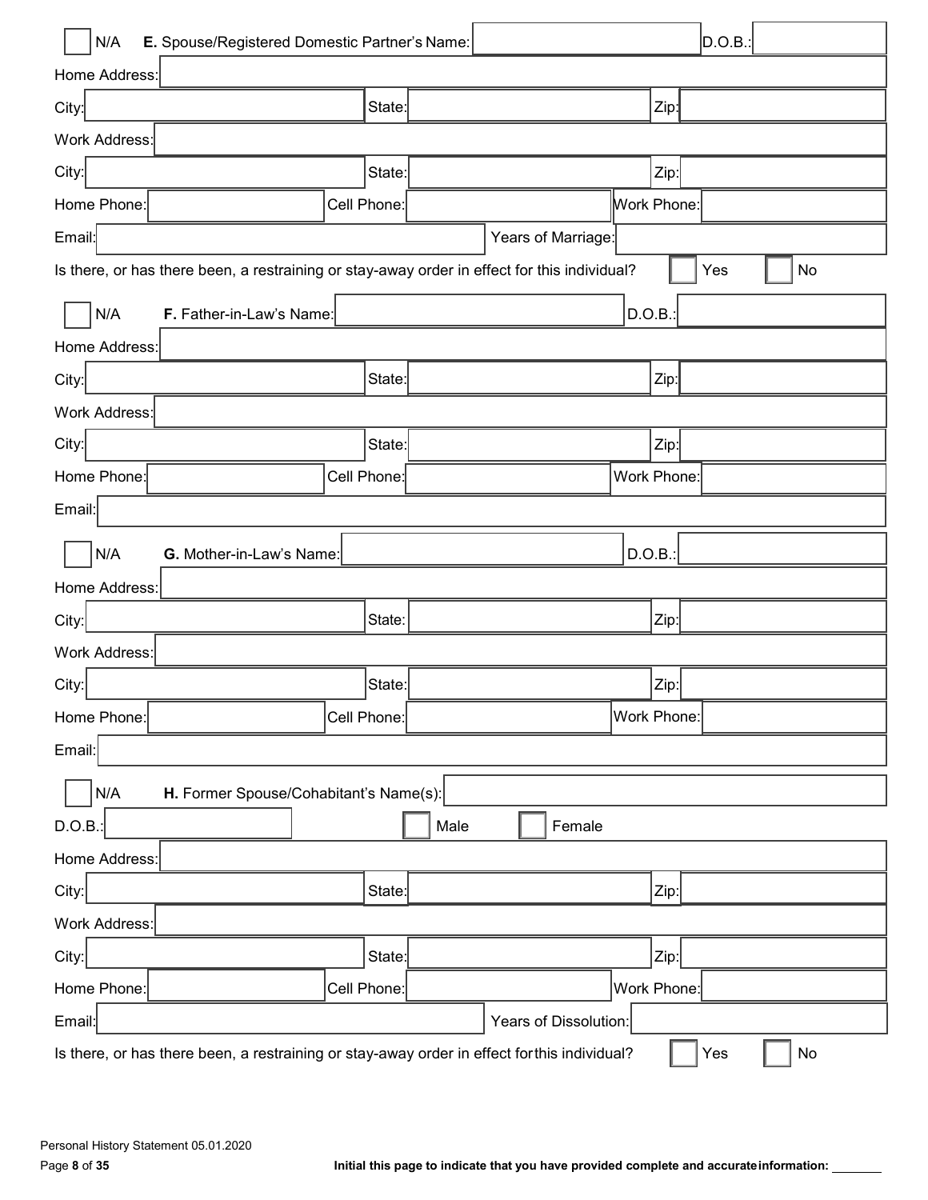☐ N/A **E.** Spouse/Registered Domestic Partner's Name: ____________ D.O.B.: ____________

Home Address: ____________

City: ____________ State: ____________ Zip: ____________

Work Address: ____________

City: ____________ State: ____________ Zip: ____________

Home Phone: ____________ Cell Phone: ____________ Work Phone: ____________

Email: ____________ Years of Marriage: ____________

Is there, or has there been, a restraining or stay-away order in effect for this individual? ☐ Yes ☐ No

☐ N/A **F.** Father-in-Law's Name: ____________ D.O.B.: ____________

Home Address: ____________

City: ____________ State: ____________ Zip: ____________

Work Address: ____________

City: ____________ State: ____________ Zip: ____________

Home Phone: ____________ Cell Phone: ____________ Work Phone: ____________

Email: ____________

☐ N/A **G.** Mother-in-Law's Name: ____________ D.O.B.: ____________

Home Address: ____________

City: ____________ State: ____________ Zip: ____________

Work Address: ____________

City: ____________ State: ____________ Zip: ____________

Home Phone: ____________ Cell Phone: ____________ Work Phone: ____________

Email: ____________

☐ N/A **H.** Former Spouse/Cohabitant's Name(s): ____________

D.O.B.: ____________ ☐ Male ☐ Female

Home Address: ____________

City: ____________ State: ____________ Zip: ____________

Work Address: ____________

City: ____________ State: ____________ Zip: ____________

Home Phone: ____________ Cell Phone: ____________ Work Phone: ____________

Email: ____________ Years of Dissolution: ____________

Is there, or has there been, a restraining or stay-away order in effect for this individual? ☐ Yes ☐ No

Personal History Statement 05.01.2020

**Initial this page to indicate that you have provided complete and accurate information:** ________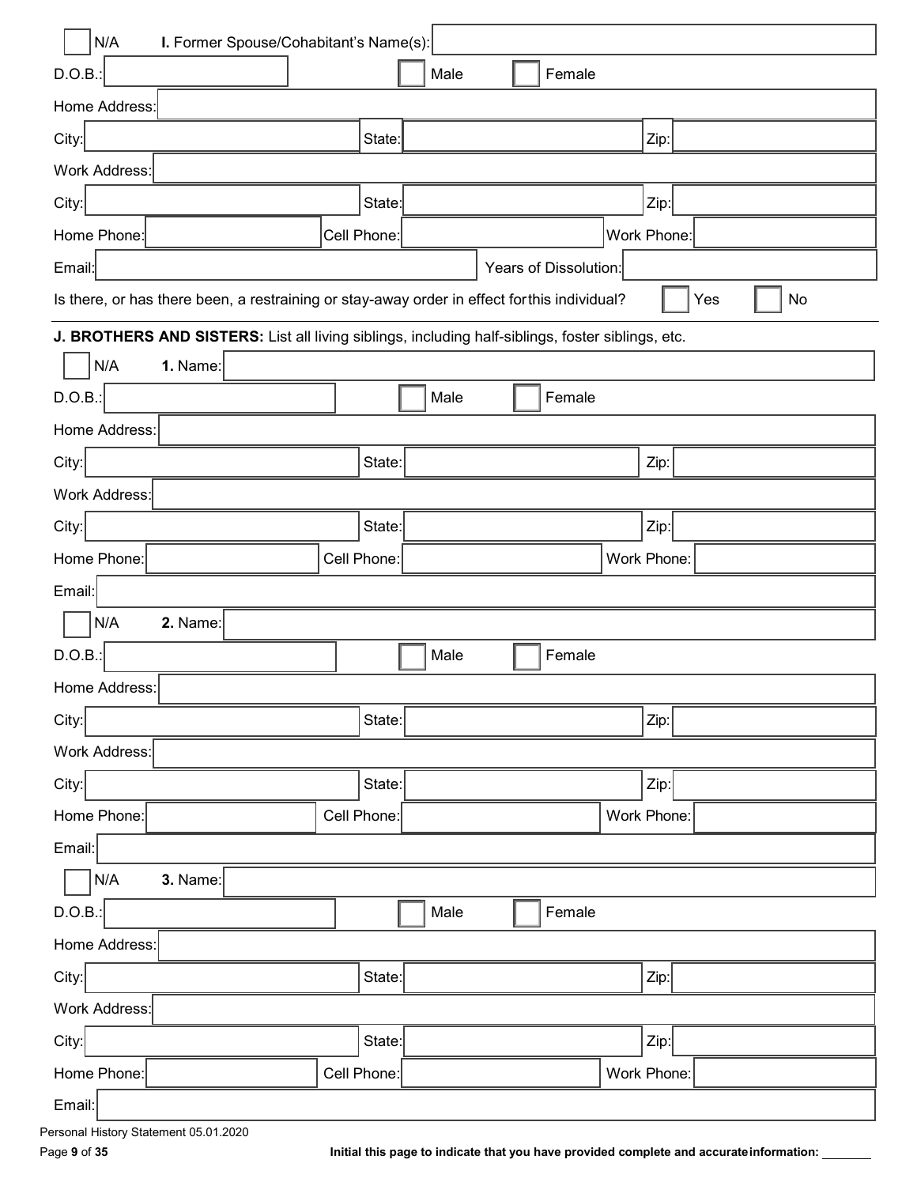☐ N/A **I.** Former Spouse/Cohabitant's Name(s): \_\_\_\_\_\_\_\_\_\_

D.O.B.: \_\_\_\_\_\_\_\_\_\_ ☐ Male ☐ Female

Home Address: \_\_\_\_\_\_\_\_\_\_

City: \_\_\_\_\_\_\_\_\_\_ State: \_\_\_\_\_\_\_\_\_\_ Zip: \_\_\_\_\_\_\_\_\_\_

Work Address: \_\_\_\_\_\_\_\_\_\_

City: \_\_\_\_\_\_\_\_\_\_ State: \_\_\_\_\_\_\_\_\_\_ Zip: \_\_\_\_\_\_\_\_\_\_

Home Phone: \_\_\_\_\_\_\_\_\_\_ Cell Phone: \_\_\_\_\_\_\_\_\_\_ Work Phone: \_\_\_\_\_\_\_\_\_\_

Email: \_\_\_\_\_\_\_\_\_\_ Years of Dissolution: \_\_\_\_\_\_\_\_\_\_

Is there, or has there been, a restraining or stay-away order in effect for this individual? ☐ Yes ☐ No

---

**J. BROTHERS AND SISTERS:** List all living siblings, including half-siblings, foster siblings, etc.

☐ N/A **1.** Name: \_\_\_\_\_\_\_\_\_\_

D.O.B.: \_\_\_\_\_\_\_\_\_\_ ☐ Male ☐ Female

Home Address: \_\_\_\_\_\_\_\_\_\_

City: \_\_\_\_\_\_\_\_\_\_ State: \_\_\_\_\_\_\_\_\_\_ Zip: \_\_\_\_\_\_\_\_\_\_

Work Address: \_\_\_\_\_\_\_\_\_\_

City: \_\_\_\_\_\_\_\_\_\_ State: \_\_\_\_\_\_\_\_\_\_ Zip: \_\_\_\_\_\_\_\_\_\_

Home Phone: \_\_\_\_\_\_\_\_\_\_ Cell Phone: \_\_\_\_\_\_\_\_\_\_ Work Phone: \_\_\_\_\_\_\_\_\_\_

Email: \_\_\_\_\_\_\_\_\_\_

☐ N/A **2.** Name: \_\_\_\_\_\_\_\_\_\_

D.O.B.: \_\_\_\_\_\_\_\_\_\_ ☐ Male ☐ Female

Home Address: \_\_\_\_\_\_\_\_\_\_

City: \_\_\_\_\_\_\_\_\_\_ State: \_\_\_\_\_\_\_\_\_\_ Zip: \_\_\_\_\_\_\_\_\_\_

Work Address: \_\_\_\_\_\_\_\_\_\_

City: \_\_\_\_\_\_\_\_\_\_ State: \_\_\_\_\_\_\_\_\_\_ Zip: \_\_\_\_\_\_\_\_\_\_

Home Phone: \_\_\_\_\_\_\_\_\_\_ Cell Phone: \_\_\_\_\_\_\_\_\_\_ Work Phone: \_\_\_\_\_\_\_\_\_\_

Email: \_\_\_\_\_\_\_\_\_\_

☐ N/A **3.** Name: \_\_\_\_\_\_\_\_\_\_

D.O.B.: \_\_\_\_\_\_\_\_\_\_ ☐ Male ☐ Female

Home Address: \_\_\_\_\_\_\_\_\_\_

City: \_\_\_\_\_\_\_\_\_\_ State: \_\_\_\_\_\_\_\_\_\_ Zip: \_\_\_\_\_\_\_\_\_\_

Work Address: \_\_\_\_\_\_\_\_\_\_

City: \_\_\_\_\_\_\_\_\_\_ State: \_\_\_\_\_\_\_\_\_\_ Zip: \_\_\_\_\_\_\_\_\_\_

Home Phone: \_\_\_\_\_\_\_\_\_\_ Cell Phone: \_\_\_\_\_\_\_\_\_\_ Work Phone: \_\_\_\_\_\_\_\_\_\_

Email: \_\_\_\_\_\_\_\_\_\_

**Initial this page to indicate that you have provided complete and accurate information:** \_\_\_\_\_\_\_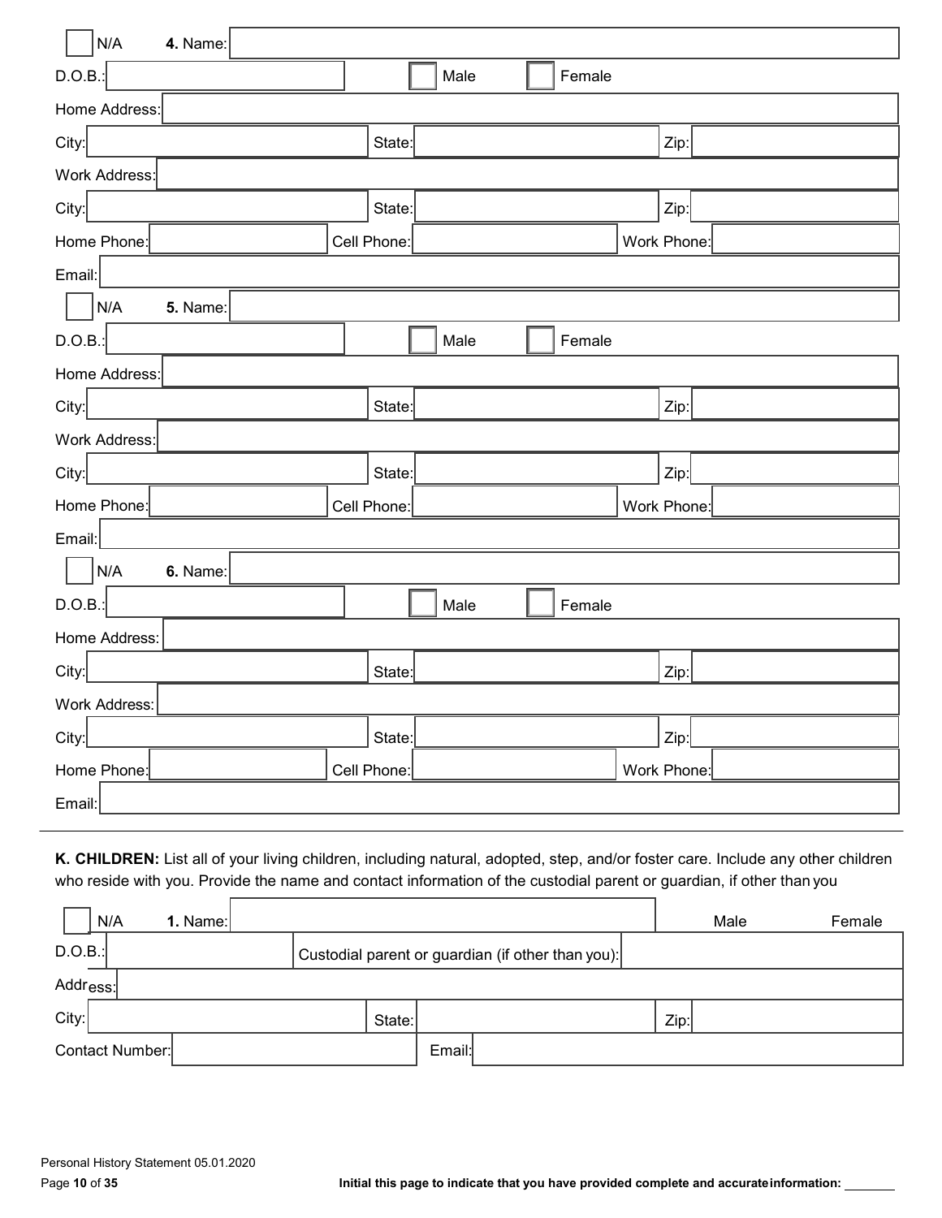☐ N/A **4.** Name:

D.O.B.: ☐ Male ☐ Female

Home Address:

City: State: Zip:

Work Address:

City: State: Zip:

Home Phone: Cell Phone: Work Phone:

Email:

☐ N/A **5.** Name:

D.O.B.: ☐ Male ☐ Female

Home Address:

City: State: Zip:

Work Address:

City: State: Zip:

Home Phone: Cell Phone: Work Phone:

Email:

☐ N/A **6.** Name:

D.O.B.: ☐ Male ☐ Female

Home Address:

City: State: Zip:

Work Address:

City: State: Zip:

Home Phone: Cell Phone: Work Phone:

Email:

---

**K. CHILDREN:** List all of your living children, including natural, adopted, step, and/or foster care. Include any other children who reside with you. Provide the name and contact information of the custodial parent or guardian, if other than you

☐ N/A **1.** Name: Male Female

D.O.B.: Custodial parent or guardian (if other than you):

Address:

City: State: Zip:

Contact Number: Email:

Personal History Statement 05.01.2020

Initial this page to indicate that you have provided complete and accurate information: ________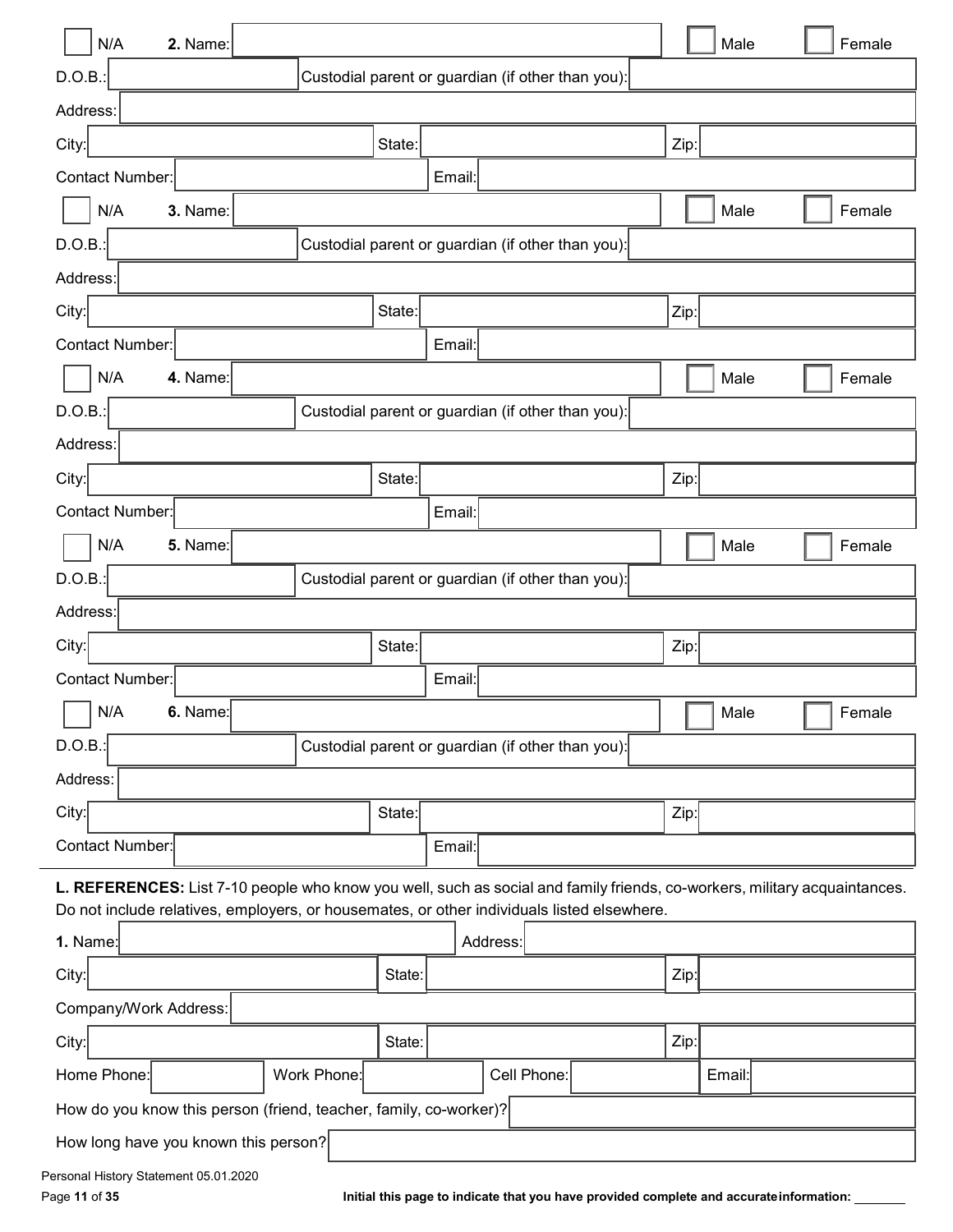☐ N/A **2.** Name: ☐ Male ☐ Female

D.O.B.: Custodial parent or guardian (if other than you):

Address:

City: State: Zip:

Contact Number: Email:

☐ N/A **3.** Name: ☐ Male ☐ Female

D.O.B.: Custodial parent or guardian (if other than you):

Address:

City: State: Zip:

Contact Number: Email:

☐ N/A **4.** Name: ☐ Male ☐ Female

D.O.B.: Custodial parent or guardian (if other than you):

Address:

City: State: Zip:

Contact Number: Email:

☐ N/A **5.** Name: ☐ Male ☐ Female

D.O.B.: Custodial parent or guardian (if other than you):

Address:

City: State: Zip:

Contact Number: Email:

☐ N/A **6.** Name: ☐ Male ☐ Female

D.O.B.: Custodial parent or guardian (if other than you):

Address:

City: State: Zip:

Contact Number: Email:

---

**L. REFERENCES:** List 7-10 people who know you well, such as social and family friends, co-workers, military acquaintances. Do not include relatives, employers, or housemates, or other individuals listed elsewhere.

**1.** Name: Address:

City: State: Zip:

Company/Work Address:

City: State: Zip:

Home Phone: Work Phone: Cell Phone: Email:

How do you know this person (friend, teacher, family, co-worker)?

How long have you known this person?

Personal History Statement 05.01.2020

Initial this page to indicate that you have provided complete and accurate information: _______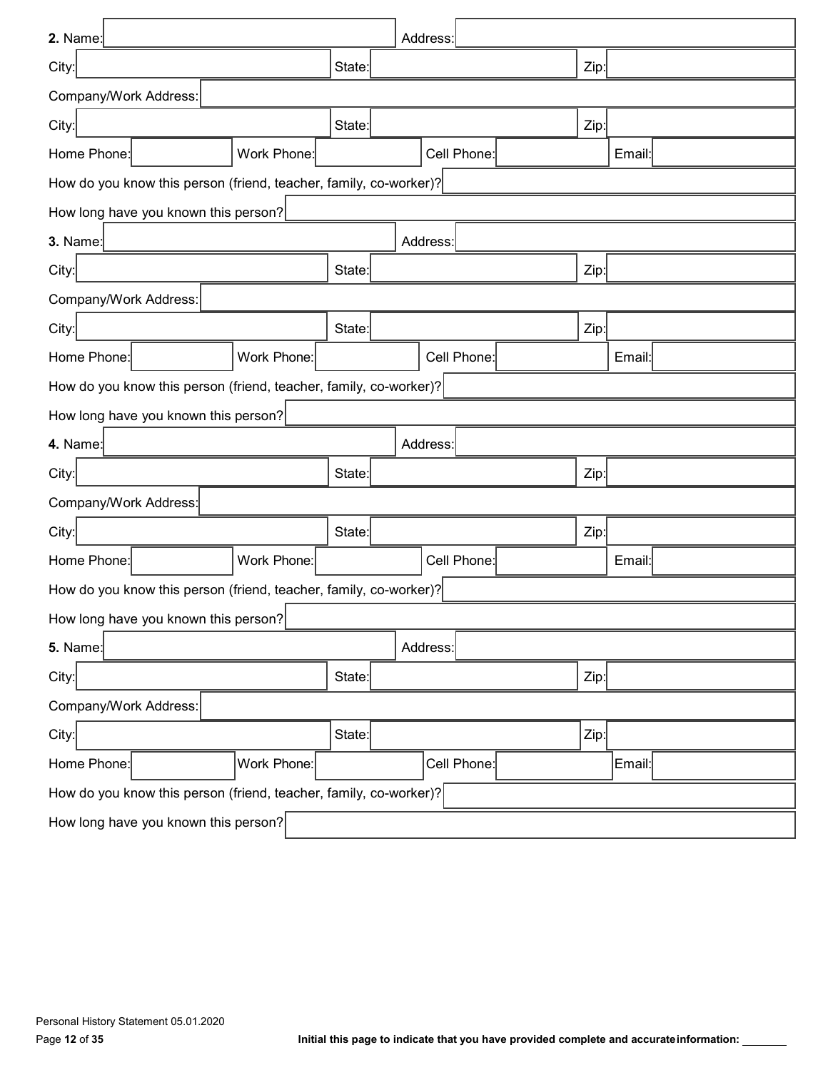**2.** Name: Address:

City: State: Zip:

Company/Work Address:

City: State: Zip:

Home Phone: Work Phone: Cell Phone: Email:

How do you know this person (friend, teacher, family, co-worker)?

How long have you known this person?

**3.** Name: Address:

City: State: Zip:

Company/Work Address:

City: State: Zip:

Home Phone: Work Phone: Cell Phone: Email:

How do you know this person (friend, teacher, family, co-worker)?

How long have you known this person?

**4.** Name: Address:

City: State: Zip:

Company/Work Address:

City: State: Zip:

Home Phone: Work Phone: Cell Phone: Email:

How do you know this person (friend, teacher, family, co-worker)?

How long have you known this person?

**5.** Name: Address:

City: State: Zip:

Company/Work Address:

City: State: Zip:

Home Phone: Work Phone: Cell Phone: Email:

How do you know this person (friend, teacher, family, co-worker)?

How long have you known this person?

**Initial this page to indicate that you have provided complete and accurate information:** _______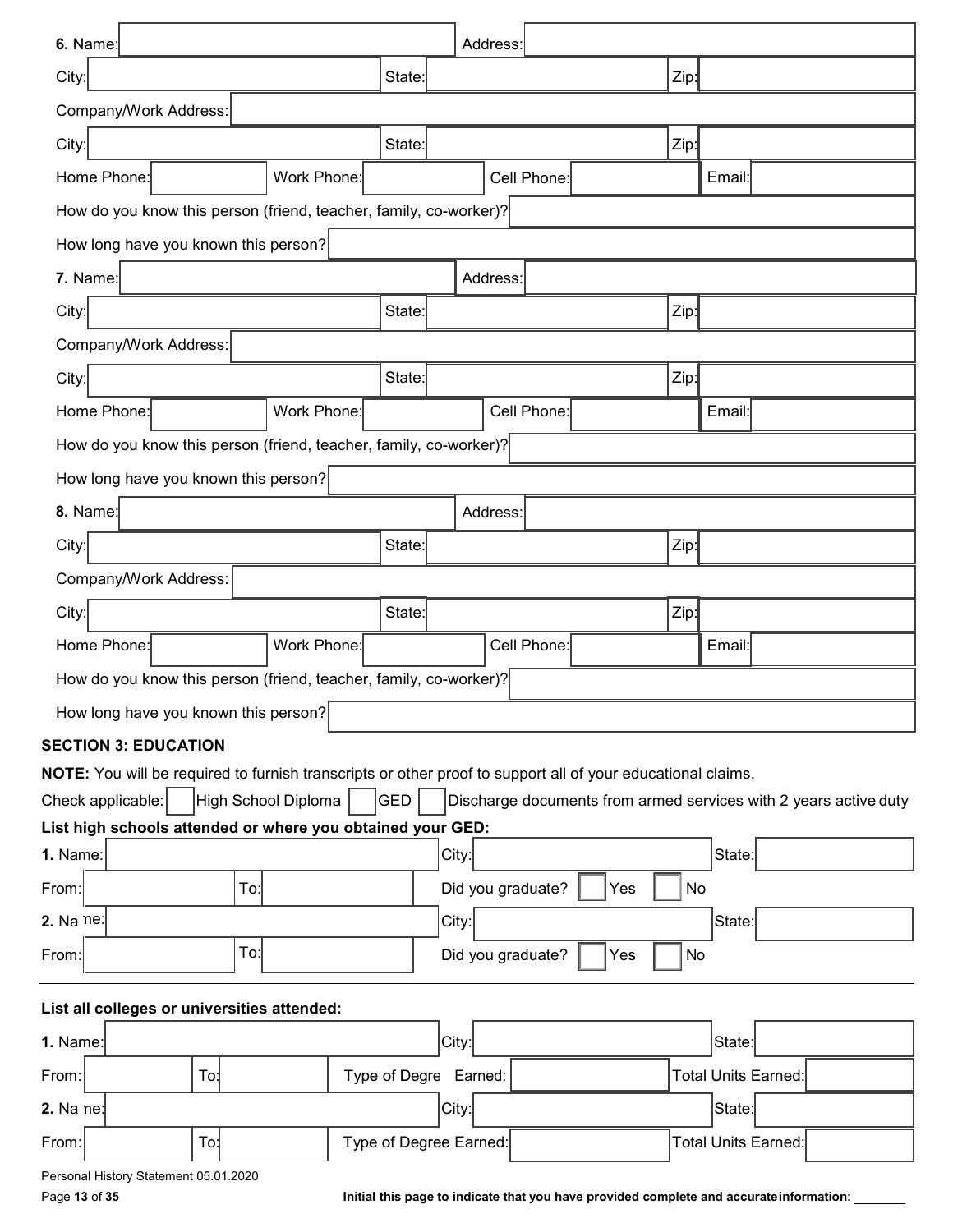**6.** Name: Address:

City: State: Zip:

Company/Work Address:

City: State: Zip:

Home Phone: Work Phone: Cell Phone: Email:

How do you know this person (friend, teacher, family, co-worker)?

How long have you known this person?

**7.** Name: Address:

City: State: Zip:

Company/Work Address:

City: State: Zip:

Home Phone: Work Phone: Cell Phone: Email:

How do you know this person (friend, teacher, family, co-worker)?

How long have you known this person?

**8.** Name: Address:

City: State: Zip:

Company/Work Address:

City: State: Zip:

Home Phone: Work Phone: Cell Phone: Email:

How do you know this person (friend, teacher, family, co-worker)?

How long have you known this person?

## SECTION 3: EDUCATION

**NOTE:** You will be required to furnish transcripts or other proof to support all of your educational claims.

Check applicable: ☐ High School Diploma ☐ GED ☐ Discharge documents from armed services with 2 years active duty

**List high schools attended or where you obtained your GED:**

**1.** Name: City: State:

From: To: Did you graduate? ☐ Yes ☐ No

**2.** Name: City: State:

From: To: Did you graduate? ☐ Yes ☐ No

---

**List all colleges or universities attended:**

**1.** Name: City: State:

From: To: Type of Degree Earned: Total Units Earned:

**2.** Name: City: State:

From: To: Type of Degree Earned: Total Units Earned:

Personal History Statement 05.01.2020

**Initial this page to indicate that you have provided complete and accurate information:** _______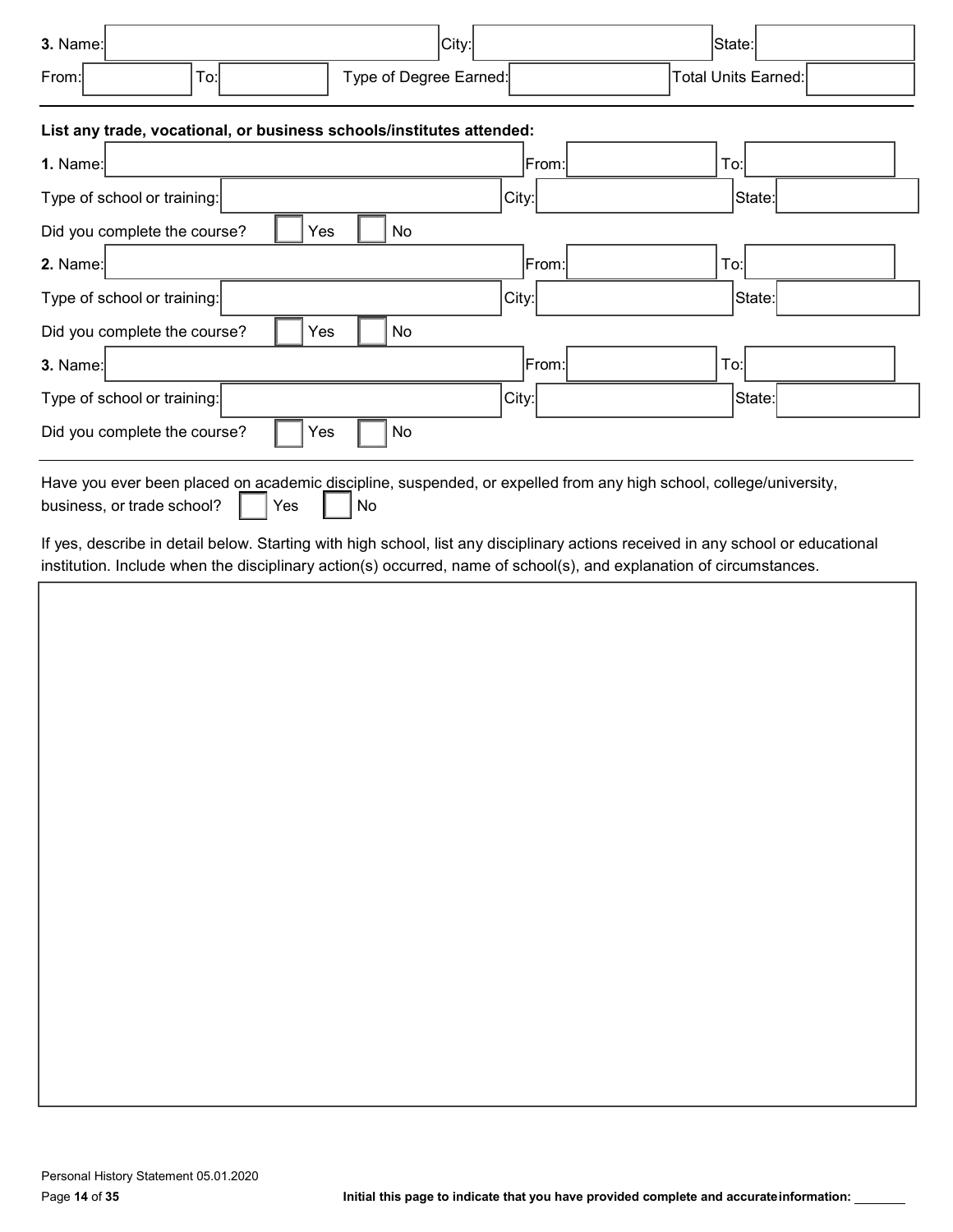**3.** Name: _______________ City: _______________ State: _______________

From: _______________ To: _______________ Type of Degree Earned: _______________ Total Units Earned: _______________

---

**List any trade, vocational, or business schools/institutes attended:**

**1.** Name: _______________ From: _______________ To: _______________

Type of school or training: _______________ City: _______________ State: _______________

Did you complete the course? ☐ Yes ☐ No

**2.** Name: _______________ From: _______________ To: _______________

Type of school or training: _______________ City: _______________ State: _______________

Did you complete the course? ☐ Yes ☐ No

**3.** Name: _______________ From: _______________ To: _______________

Type of school or training: _______________ City: _______________ State: _______________

Did you complete the course? ☐ Yes ☐ No

---

Have you ever been placed on academic discipline, suspended, or expelled from any high school, college/university, business, or trade school? ☐ Yes ☐ No

If yes, describe in detail below. Starting with high school, list any disciplinary actions received in any school or educational institution. Include when the disciplinary action(s) occurred, name of school(s), and explanation of circumstances.

Personal History Statement 05.01.2020

**Initial this page to indicate that you have provided complete and accurate information:** _______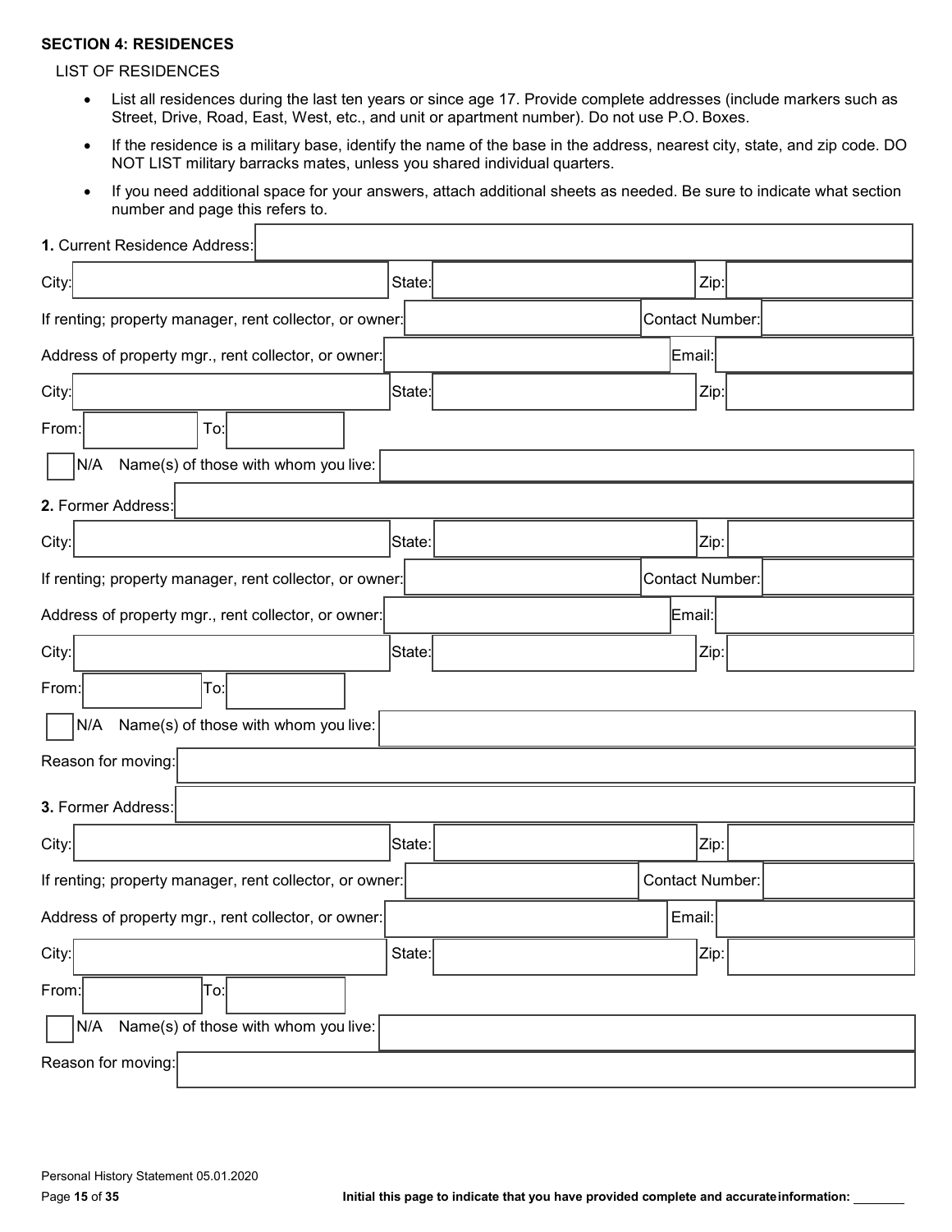**SECTION 4: RESIDENCES**

LIST OF RESIDENCES

- List all residences during the last ten years or since age 17. Provide complete addresses (include markers such as Street, Drive, Road, East, West, etc., and unit or apartment number). Do not use P.O. Boxes.
- If the residence is a military base, identify the name of the base in the address, nearest city, state, and zip code. DO NOT LIST military barracks mates, unless you shared individual quarters.
- If you need additional space for your answers, attach additional sheets as needed. Be sure to indicate what section number and page this refers to.

**1.** Current Residence Address:

City: State: Zip:

If renting; property manager, rent collector, or owner: Contact Number:

Address of property mgr., rent collector, or owner: Email:

City: State: Zip:

From: To:

☐ N/A Name(s) of those with whom you live:

**2.** Former Address:

City: State: Zip:

If renting; property manager, rent collector, or owner: Contact Number:

Address of property mgr., rent collector, or owner: Email:

City: State: Zip:

From: To:

☐ N/A Name(s) of those with whom you live:

Reason for moving:

**3.** Former Address:

City: State: Zip:

If renting; property manager, rent collector, or owner: Contact Number:

Address of property mgr., rent collector, or owner: Email:

City: State: Zip:

From: To:

☐ N/A Name(s) of those with whom you live:

Reason for moving:

Personal History Statement 05.01.2020

**Initial this page to indicate that you have provided complete and accurate information:** ________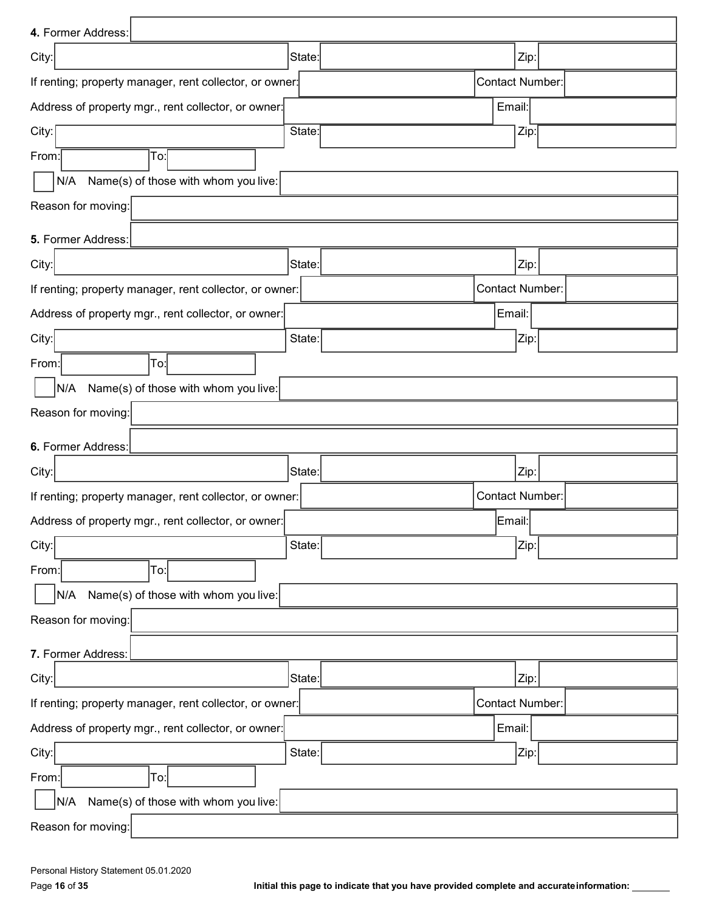**4.** Former Address:

City: State: Zip:

If renting; property manager, rent collector, or owner: Contact Number:

Address of property mgr., rent collector, or owner: Email:

City: State: Zip:

From: To:

☐ N/A Name(s) of those with whom you live:

Reason for moving:

**5.** Former Address:

City: State: Zip:

If renting; property manager, rent collector, or owner: Contact Number:

Address of property mgr., rent collector, or owner: Email:

City: State: Zip:

From: To:

☐ N/A Name(s) of those with whom you live:

Reason for moving:

**6.** Former Address:

City: State: Zip:

If renting; property manager, rent collector, or owner: Contact Number:

Address of property mgr., rent collector, or owner: Email:

City: State: Zip:

From: To:

☐ N/A Name(s) of those with whom you live:

Reason for moving:

**7.** Former Address:

City: State: Zip:

If renting; property manager, rent collector, or owner: Contact Number:

Address of property mgr., rent collector, or owner: Email:

City: State: Zip:

From: To:

☐ N/A Name(s) of those with whom you live:

Reason for moving:

Personal History Statement 05.01.2020

**Initial this page to indicate that you have provided complete and accurate information:** _______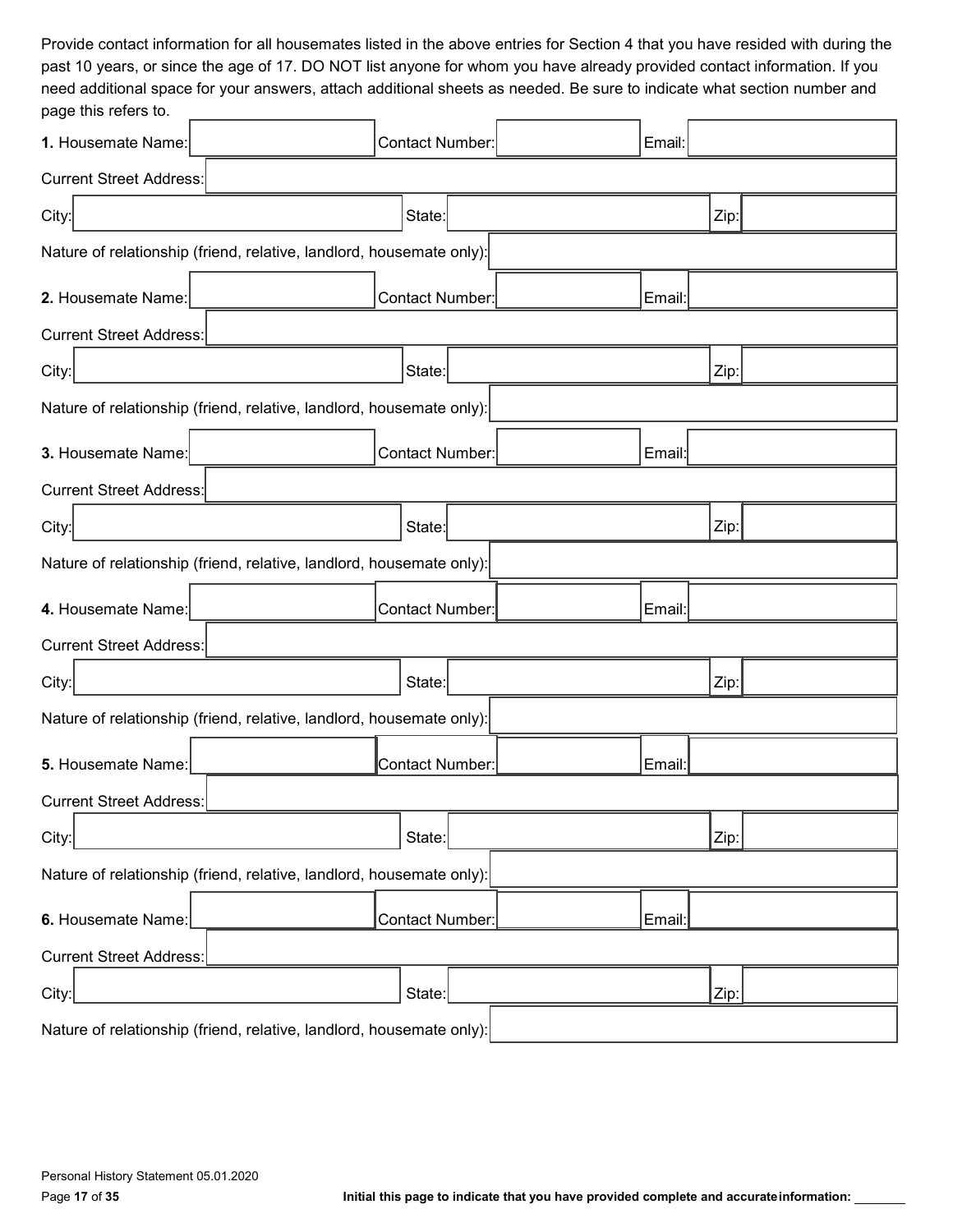Provide contact information for all housemates listed in the above entries for Section 4 that you have resided with during the past 10 years, or since the age of 17. DO NOT list anyone for whom you have already provided contact information. If you need additional space for your answers, attach additional sheets as needed. Be sure to indicate what section number and page this refers to.

**1.** Housemate Name: ______ Contact Number: ______ Email: ______

Current Street Address: ______

City: ______ State: ______ Zip: ______

Nature of relationship (friend, relative, landlord, housemate only): ______

**2.** Housemate Name: ______ Contact Number: ______ Email: ______

Current Street Address: ______

City: ______ State: ______ Zip: ______

Nature of relationship (friend, relative, landlord, housemate only): ______

**3.** Housemate Name: ______ Contact Number: ______ Email: ______

Current Street Address: ______

City: ______ State: ______ Zip: ______

Nature of relationship (friend, relative, landlord, housemate only): ______

**4.** Housemate Name: ______ Contact Number: ______ Email: ______

Current Street Address: ______

City: ______ State: ______ Zip: ______

Nature of relationship (friend, relative, landlord, housemate only): ______

**5.** Housemate Name: ______ Contact Number: ______ Email: ______

Current Street Address: ______

City: ______ State: ______ Zip: ______

Nature of relationship (friend, relative, landlord, housemate only): ______

**6.** Housemate Name: ______ Contact Number: ______ Email: ______

Current Street Address: ______

City: ______ State: ______ Zip: ______

Nature of relationship (friend, relative, landlord, housemate only): ______

Personal History Statement 05.01.2020

**Initial this page to indicate that you have provided complete and accurate information:** ______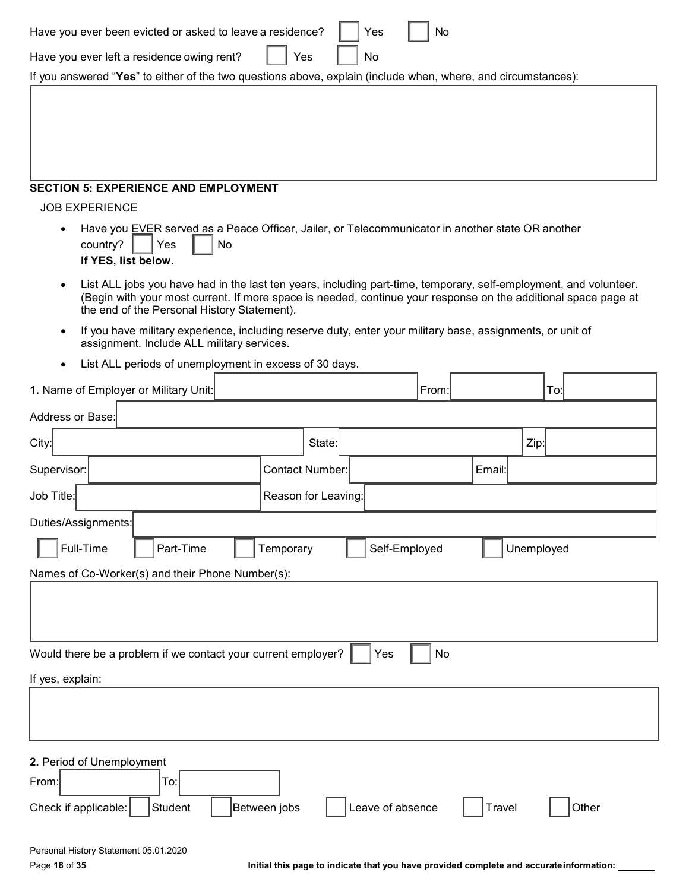Have you ever been evicted or asked to leave a residence? ☐ Yes ☐ No

Have you ever left a residence owing rent? ☐ Yes ☐ No

If you answered "**Yes**" to either of the two questions above, explain (include when, where, and circumstances):

|   |
|---|
|   |

## SECTION 5: EXPERIENCE AND EMPLOYMENT

JOB EXPERIENCE

- Have you EVER served as a Peace Officer, Jailer, or Telecommunicator in another state OR another country? ☐ Yes ☐ No
  **If YES, list below.**
- List ALL jobs you have had in the last ten years, including part-time, temporary, self-employment, and volunteer. (Begin with your most current. If more space is needed, continue your response on the additional space page at the end of the Personal History Statement).
- If you have military experience, including reserve duty, enter your military base, assignments, or unit of assignment. Include ALL military services.
- List ALL periods of unemployment in excess of 30 days.

**1.** Name of Employer or Military Unit: ________ From: ________ To: ________

Address or Base: ________

City: ________ State: ________ Zip: ________

Supervisor: ________ Contact Number: ________ Email: ________

Job Title: ________ Reason for Leaving: ________

Duties/Assignments: ________

☐ Full-Time ☐ Part-Time ☐ Temporary ☐ Self-Employed ☐ Unemployed

Names of Co-Worker(s) and their Phone Number(s):

|   |
|---|
|   |

Would there be a problem if we contact your current employer? ☐ Yes ☐ No

If yes, explain:

|   |
|---|
|   |

**2.** Period of Unemployment

From: ________ To: ________

Check if applicable: ☐ Student ☐ Between jobs ☐ Leave of absence ☐ Travel ☐ Other

Personal History Statement 05.01.2020

**Initial this page to indicate that you have provided complete and accurate information:** ________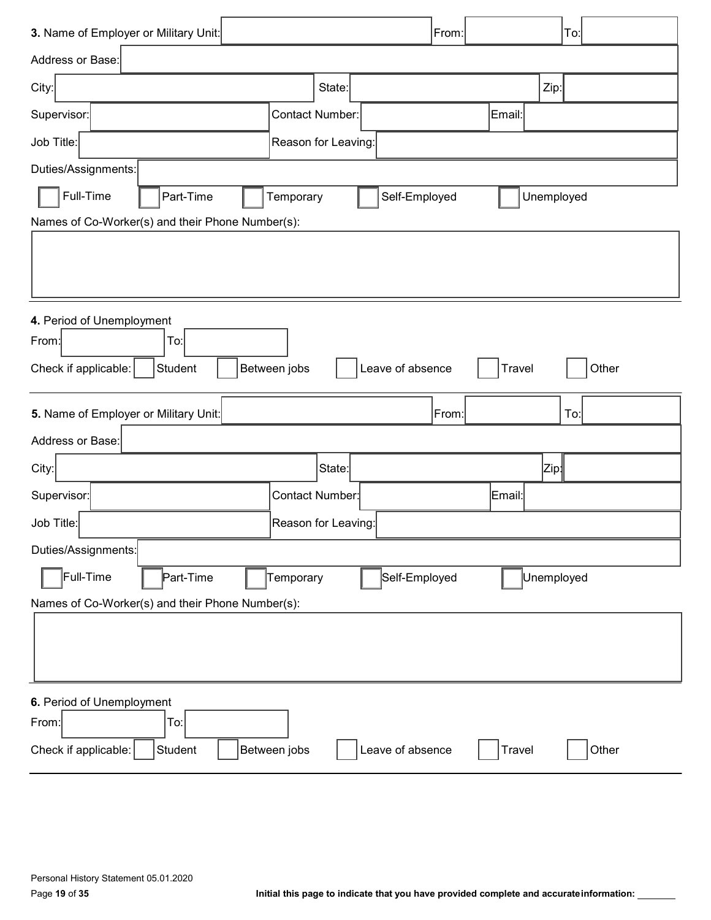**3.** Name of Employer or Military Unit: \_\_\_\_\_\_\_\_ From: \_\_\_\_\_\_\_\_ To: \_\_\_\_\_\_\_\_

Address or Base: \_\_\_\_\_\_\_\_

City: \_\_\_\_\_\_\_\_ State: \_\_\_\_\_\_\_\_ Zip: \_\_\_\_\_\_\_\_

Supervisor: \_\_\_\_\_\_\_\_ Contact Number: \_\_\_\_\_\_\_\_ Email: \_\_\_\_\_\_\_\_

Job Title: \_\_\_\_\_\_\_\_ Reason for Leaving: \_\_\_\_\_\_\_\_

Duties/Assignments: \_\_\_\_\_\_\_\_

☐ Full-Time ☐ Part-Time ☐ Temporary ☐ Self-Employed ☐ Unemployed

Names of Co-Worker(s) and their Phone Number(s):

---

**4.** Period of Unemployment

From: \_\_\_\_\_\_\_\_ To: \_\_\_\_\_\_\_\_

Check if applicable: ☐ Student ☐ Between jobs ☐ Leave of absence ☐ Travel ☐ Other

---

**5.** Name of Employer or Military Unit: \_\_\_\_\_\_\_\_ From: \_\_\_\_\_\_\_\_ To: \_\_\_\_\_\_\_\_

Address or Base: \_\_\_\_\_\_\_\_

City: \_\_\_\_\_\_\_\_ State: \_\_\_\_\_\_\_\_ Zip: \_\_\_\_\_\_\_\_

Supervisor: \_\_\_\_\_\_\_\_ Contact Number: \_\_\_\_\_\_\_\_ Email: \_\_\_\_\_\_\_\_

Job Title: \_\_\_\_\_\_\_\_ Reason for Leaving: \_\_\_\_\_\_\_\_

Duties/Assignments: \_\_\_\_\_\_\_\_

☐ Full-Time ☐ Part-Time ☐ Temporary ☐ Self-Employed ☐ Unemployed

Names of Co-Worker(s) and their Phone Number(s):

---

**6.** Period of Unemployment

From: \_\_\_\_\_\_\_\_ To: \_\_\_\_\_\_\_\_

Check if applicable: ☐ Student ☐ Between jobs ☐ Leave of absence ☐ Travel ☐ Other

---

Personal History Statement 05.01.2020

**Initial this page to indicate that you have provided complete and accurate information:** \_\_\_\_\_\_\_\_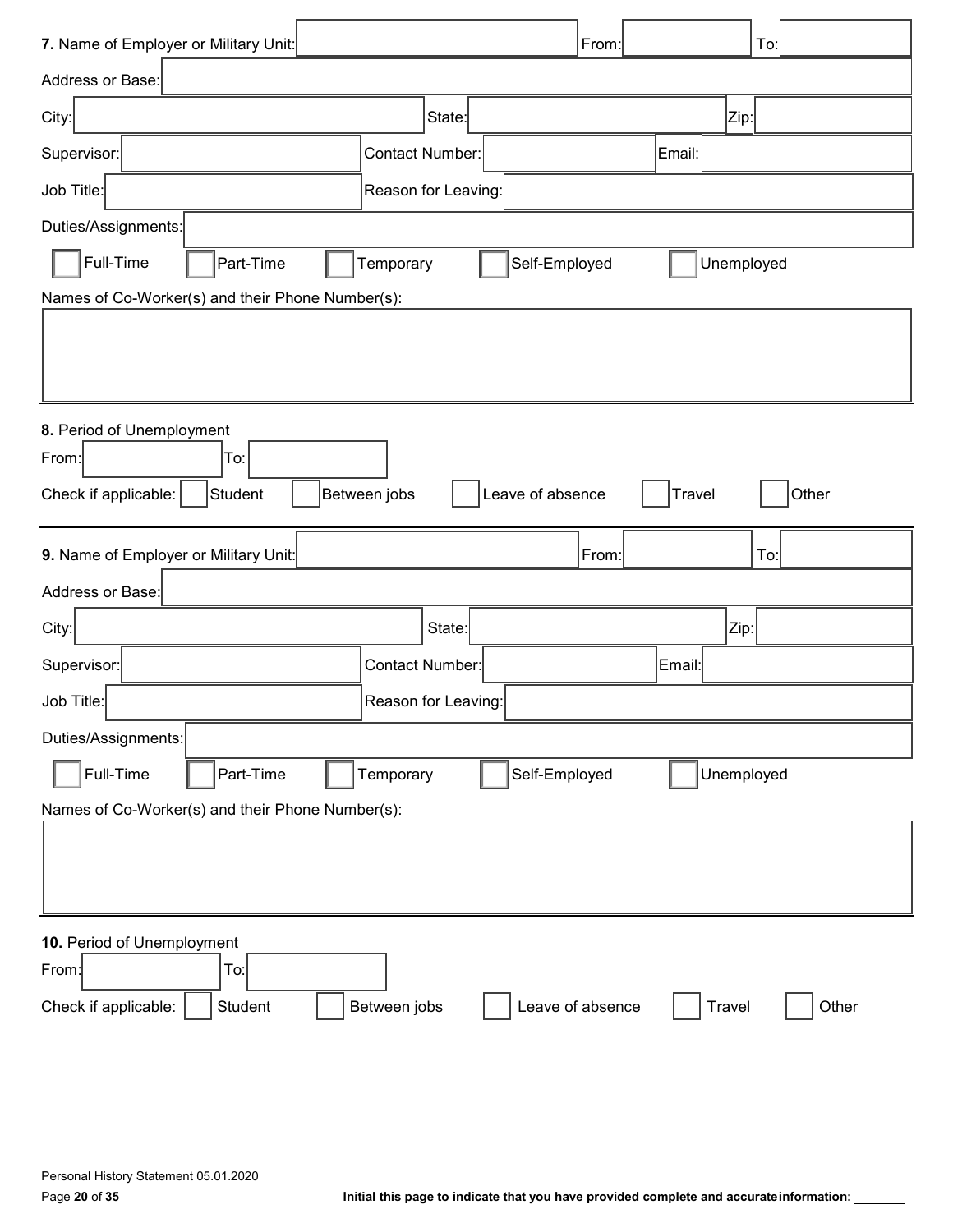**7.** Name of Employer or Military Unit: From: To:

Address or Base:

City: State: Zip:

Supervisor: Contact Number: Email:

Job Title: Reason for Leaving:

Duties/Assignments:

☐ Full-Time ☐ Part-Time ☐ Temporary ☐ Self-Employed ☐ Unemployed

Names of Co-Worker(s) and their Phone Number(s):

**8.** Period of Unemployment

From: To:

Check if applicable: ☐ Student ☐ Between jobs ☐ Leave of absence ☐ Travel ☐ Other

---

**9.** Name of Employer or Military Unit: From: To:

Address or Base:

City: State: Zip:

Supervisor: Contact Number: Email:

Job Title: Reason for Leaving:

Duties/Assignments:

☐ Full-Time ☐ Part-Time ☐ Temporary ☐ Self-Employed ☐ Unemployed

Names of Co-Worker(s) and their Phone Number(s):

**10.** Period of Unemployment

From: To:

Check if applicable: ☐ Student ☐ Between jobs ☐ Leave of absence ☐ Travel ☐ Other

Personal History Statement 05.01.2020

**Initial this page to indicate that you have provided complete and accurate information:** _______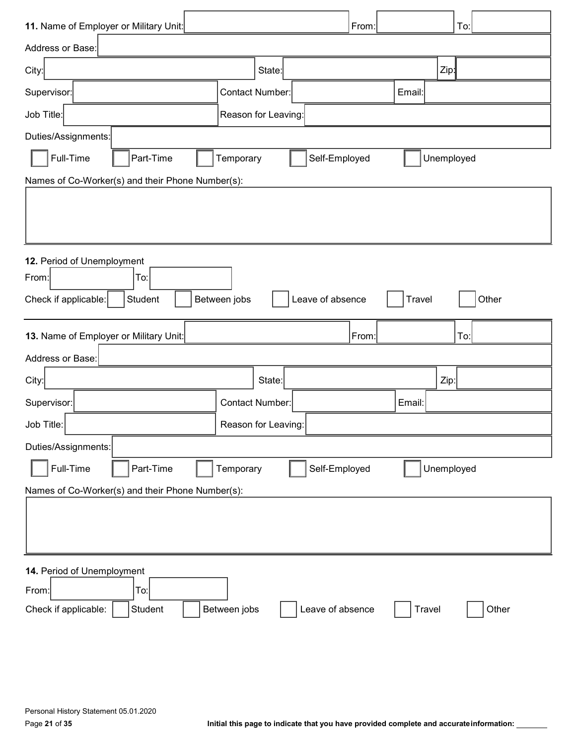**11.** Name of Employer or Military Unit: ____________________ From: __________ To: __________

Address or Base: ____________________

City: ____________________ State: ____________________ Zip: __________

Supervisor: ____________________ Contact Number: ____________________ Email: ____________________

Job Title: ____________________ Reason for Leaving: ____________________

Duties/Assignments: ____________________

☐ Full-Time ☐ Part-Time ☐ Temporary ☐ Self-Employed ☐ Unemployed

Names of Co-Worker(s) and their Phone Number(s):

____________________

**12.** Period of Unemployment

From: __________ To: __________

Check if applicable: ☐ Student ☐ Between jobs ☐ Leave of absence ☐ Travel ☐ Other

---

**13.** Name of Employer or Military Unit: ____________________ From: __________ To: __________

Address or Base: ____________________

City: ____________________ State: ____________________ Zip: __________

Supervisor: ____________________ Contact Number: ____________________ Email: ____________________

Job Title: ____________________ Reason for Leaving: ____________________

Duties/Assignments: ____________________

☐ Full-Time ☐ Part-Time ☐ Temporary ☐ Self-Employed ☐ Unemployed

Names of Co-Worker(s) and their Phone Number(s):

____________________

**14.** Period of Unemployment

From: __________ To: __________

Check if applicable: ☐ Student ☐ Between jobs ☐ Leave of absence ☐ Travel ☐ Other

Personal History Statement 05.01.2020

**Initial this page to indicate that you have provided complete and accurate information:** ________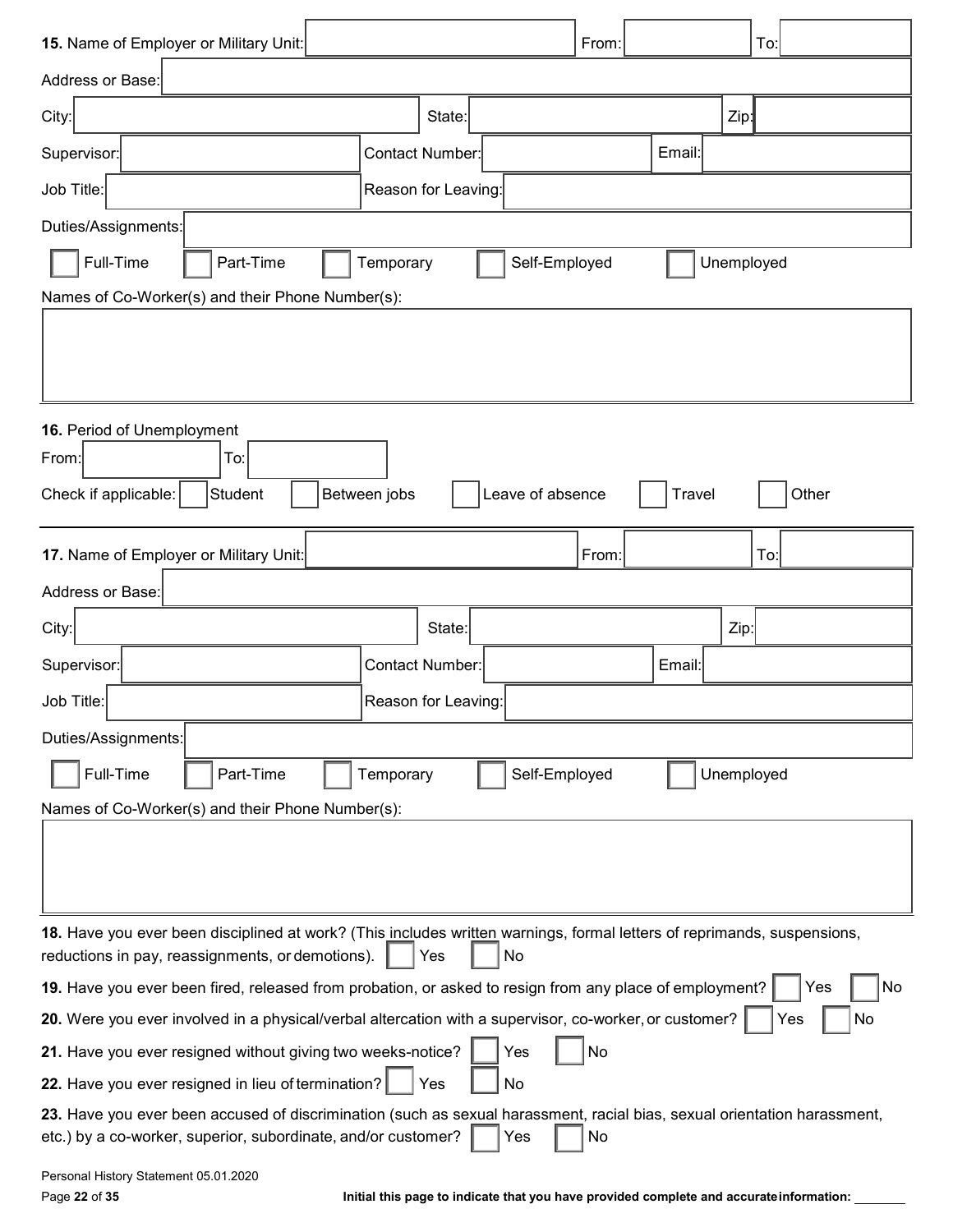**15.** Name of Employer or Military Unit: ______ From: ______ To: ______

Address or Base: ______

City: ______ State: ______ Zip: ______

Supervisor: ______ Contact Number: ______ Email: ______

Job Title: ______ Reason for Leaving: ______

Duties/Assignments: ______

☐ Full-Time ☐ Part-Time ☐ Temporary ☐ Self-Employed ☐ Unemployed

Names of Co-Worker(s) and their Phone Number(s):

______

**16.** Period of Unemployment

From: ______ To: ______

Check if applicable: ☐ Student ☐ Between jobs ☐ Leave of absence ☐ Travel ☐ Other

---

**17.** Name of Employer or Military Unit: ______ From: ______ To: ______

Address or Base: ______

City: ______ State: ______ Zip: ______

Supervisor: ______ Contact Number: ______ Email: ______

Job Title: ______ Reason for Leaving: ______

Duties/Assignments: ______

☐ Full-Time ☐ Part-Time ☐ Temporary ☐ Self-Employed ☐ Unemployed

Names of Co-Worker(s) and their Phone Number(s):

______

**18.** Have you ever been disciplined at work? (This includes written warnings, formal letters of reprimands, suspensions, reductions in pay, reassignments, or demotions). ☐ Yes ☐ No

**19.** Have you ever been fired, released from probation, or asked to resign from any place of employment? ☐ Yes ☐ No

**20.** Were you ever involved in a physical/verbal altercation with a supervisor, co-worker, or customer? ☐ Yes ☐ No

**21.** Have you ever resigned without giving two weeks-notice? ☐ Yes ☐ No

**22.** Have you ever resigned in lieu of termination? ☐ Yes ☐ No

**23.** Have you ever been accused of discrimination (such as sexual harassment, racial bias, sexual orientation harassment, etc.) by a co-worker, superior, subordinate, and/or customer? ☐ Yes ☐ No

Personal History Statement 05.01.2020

**Initial this page to indicate that you have provided complete and accurate information:** ______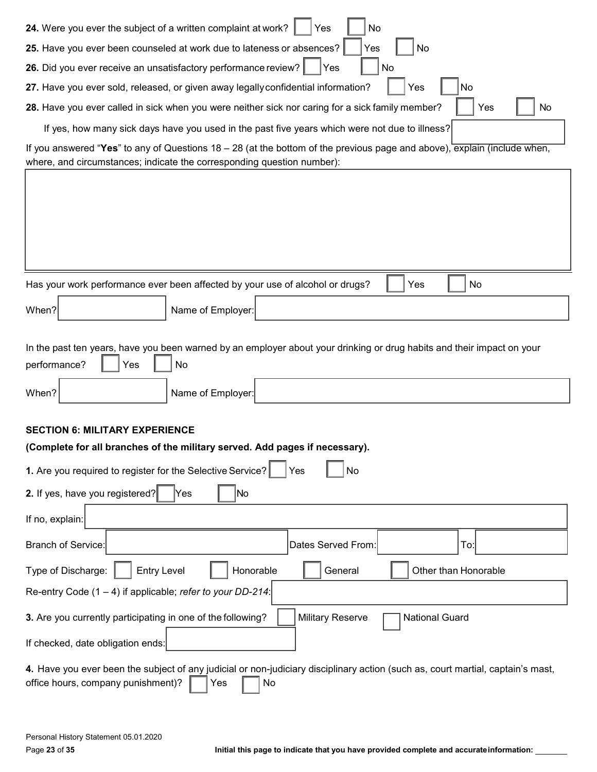**24.** Were you ever the subject of a written complaint at work? ☐ Yes ☐ No

**25.** Have you ever been counseled at work due to lateness or absences? ☐ Yes ☐ No

**26.** Did you ever receive an unsatisfactory performance review? ☐ Yes ☐ No

**27.** Have you ever sold, released, or given away legally confidential information? ☐ Yes ☐ No

**28.** Have you ever called in sick when you were neither sick nor caring for a sick family member? ☐ Yes ☐ No

If yes, how many sick days have you used in the past five years which were not due to illness? ______

If you answered "**Yes**" to any of Questions 18 – 28 (at the bottom of the previous page and above), explain (include when, where, and circumstances; indicate the corresponding question number):

______

---

Has your work performance ever been affected by your use of alcohol or drugs? ☐ Yes ☐ No

When? ______ Name of Employer: ______

In the past ten years, have you been warned by an employer about your drinking or drug habits and their impact on your performance? ☐ Yes ☐ No

When? ______ Name of Employer: ______

**SECTION 6: MILITARY EXPERIENCE**

**(Complete for all branches of the military served. Add pages if necessary).**

**1.** Are you required to register for the Selective Service? ☐ Yes ☐ No

**2.** If yes, have you registered? ☐ Yes ☐ No

If no, explain: ______

Branch of Service: ______ Dates Served From: ______ To: ______

Type of Discharge: ☐ Entry Level ☐ Honorable ☐ General ☐ Other than Honorable

Re-entry Code (1 – 4) if applicable; *refer to your DD-214*: ______

**3.** Are you currently participating in one of the following? ☐ Military Reserve ☐ National Guard

If checked, date obligation ends: ______

**4.** Have you ever been the subject of any judicial or non-judiciary disciplinary action (such as, court martial, captain's mast, office hours, company punishment)? ☐ Yes ☐ No

Personal History Statement 05.01.2020

**Initial this page to indicate that you have provided complete and accurate information:** ______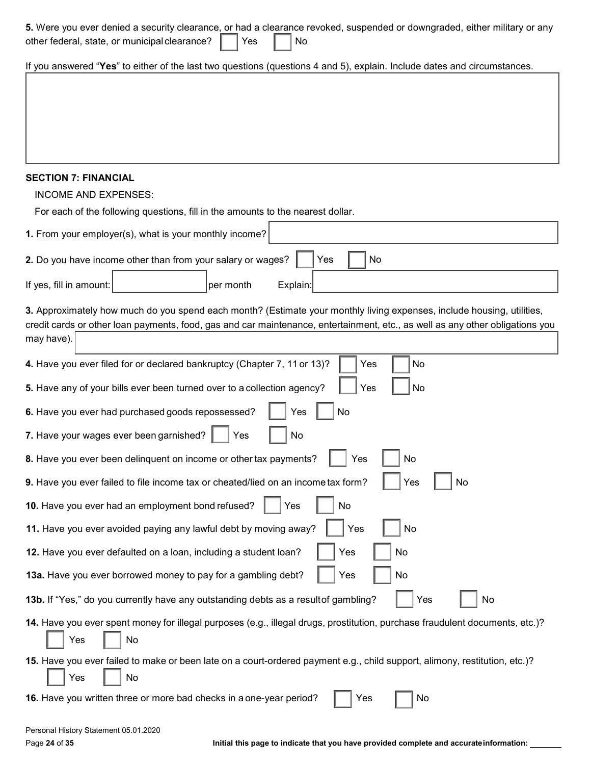**5.** Were you ever denied a security clearance, or had a clearance revoked, suspended or downgraded, either military or any other federal, state, or municipal clearance? ☐ Yes ☐ No

If you answered "**Yes**" to either of the last two questions (questions 4 and 5), explain. Include dates and circumstances.

**SECTION 7: FINANCIAL**

INCOME AND EXPENSES:

For each of the following questions, fill in the amounts to the nearest dollar.

**1.** From your employer(s), what is your monthly income?

**2.** Do you have income other than from your salary or wages? ☐ Yes ☐ No

If yes, fill in amount: ________ per month Explain: ________

**3.** Approximately how much do you spend each month? (Estimate your monthly living expenses, include housing, utilities, credit cards or other loan payments, food, gas and car maintenance, entertainment, etc., as well as any other obligations you may have).

**4.** Have you ever filed for or declared bankruptcy (Chapter 7, 11 or 13)? ☐ Yes ☐ No

**5.** Have any of your bills ever been turned over to a collection agency? ☐ Yes ☐ No

**6.** Have you ever had purchased goods repossessed? ☐ Yes ☐ No

**7.** Have your wages ever been garnished? ☐ Yes ☐ No

**8.** Have you ever been delinquent on income or other tax payments? ☐ Yes ☐ No

**9.** Have you ever failed to file income tax or cheated/lied on an income tax form? ☐ Yes ☐ No

**10.** Have you ever had an employment bond refused? ☐ Yes ☐ No

**11.** Have you ever avoided paying any lawful debt by moving away? ☐ Yes ☐ No

**12.** Have you ever defaulted on a loan, including a student loan? ☐ Yes ☐ No

**13a.** Have you ever borrowed money to pay for a gambling debt? ☐ Yes ☐ No

**13b.** If "Yes," do you currently have any outstanding debts as a result of gambling? ☐ Yes ☐ No

**14.** Have you ever spent money for illegal purposes (e.g., illegal drugs, prostitution, purchase fraudulent documents, etc.)? ☐ Yes ☐ No

**15.** Have you ever failed to make or been late on a court-ordered payment e.g., child support, alimony, restitution, etc.)? ☐ Yes ☐ No

**16.** Have you written three or more bad checks in a one-year period? ☐ Yes ☐ No

Personal History Statement 05.01.2020

**Initial this page to indicate that you have provided complete and accurate information:** ________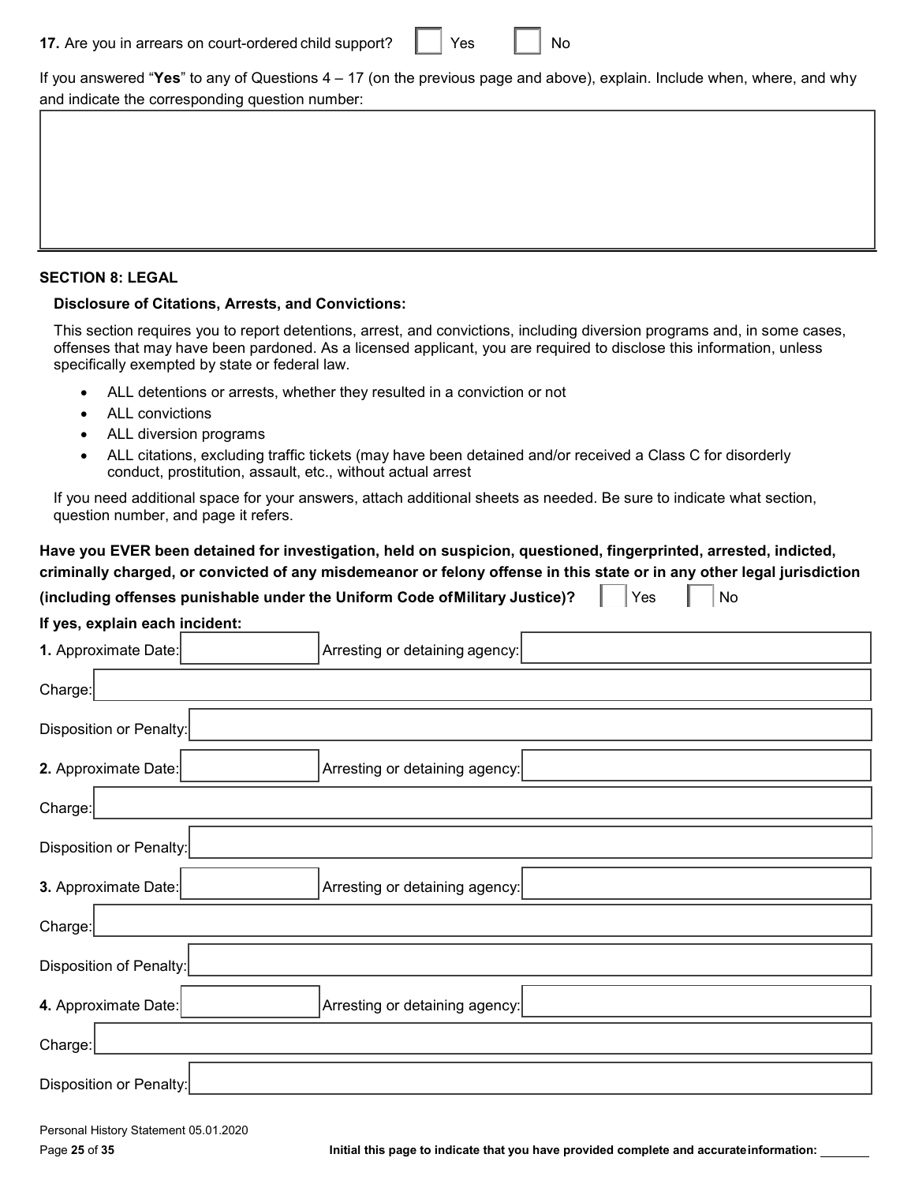**17.** Are you in arrears on court-ordered child support? ☐ Yes ☐ No

If you answered "**Yes**" to any of Questions 4 – 17 (on the previous page and above), explain. Include when, where, and why and indicate the corresponding question number:

|   |
|---|
|   |

## SECTION 8: LEGAL

### Disclosure of Citations, Arrests, and Convictions:

This section requires you to report detentions, arrest, and convictions, including diversion programs and, in some cases, offenses that may have been pardoned. As a licensed applicant, you are required to disclose this information, unless specifically exempted by state or federal law.

- ALL detentions or arrests, whether they resulted in a conviction or not
- ALL convictions
- ALL diversion programs
- ALL citations, excluding traffic tickets (may have been detained and/or received a Class C for disorderly conduct, prostitution, assault, etc., without actual arrest

If you need additional space for your answers, attach additional sheets as needed. Be sure to indicate what section, question number, and page it refers.

**Have you EVER been detained for investigation, held on suspicion, questioned, fingerprinted, arrested, indicted, criminally charged, or convicted of any misdemeanor or felony offense in this state or in any other legal jurisdiction (including offenses punishable under the Uniform Code of Military Justice)?** ☐ Yes ☐ No

**If yes, explain each incident:**

**1.** Approximate Date: ______ Arresting or detaining agency: ______

Charge: ______

Disposition or Penalty: ______

**2.** Approximate Date: ______ Arresting or detaining agency: ______

Charge: ______

Disposition or Penalty: ______

**3.** Approximate Date: ______ Arresting or detaining agency: ______

Charge: ______

Disposition of Penalty: ______

**4.** Approximate Date: ______ Arresting or detaining agency: ______

Charge: ______

Disposition or Penalty: ______

Personal History Statement 05.01.2020

**Initial this page to indicate that you have provided complete and accurate information:** ______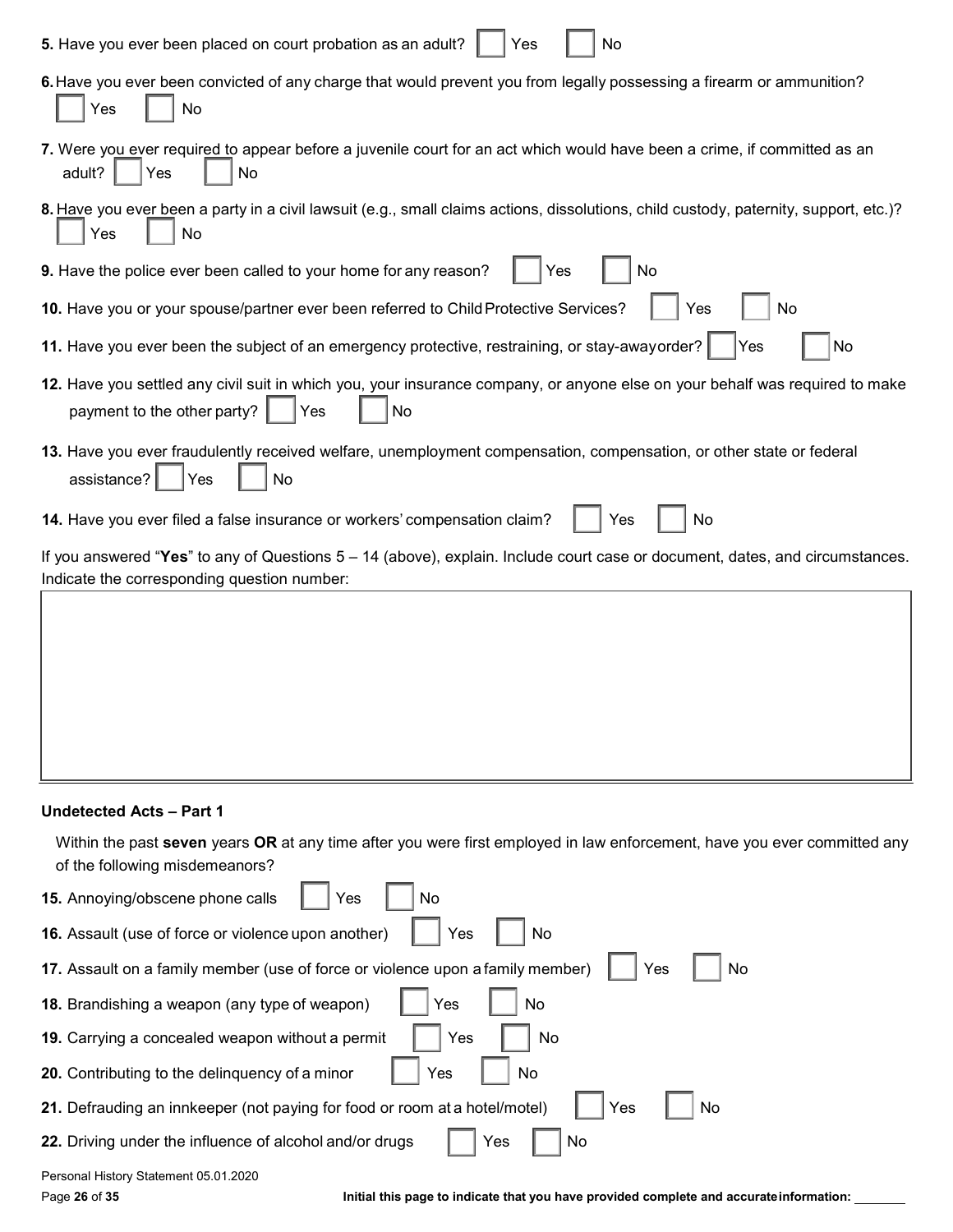**5.** Have you ever been placed on court probation as an adult? ☐ Yes ☐ No

**6.** Have you ever been convicted of any charge that would prevent you from legally possessing a firearm or ammunition? ☐ Yes ☐ No

**7.** Were you ever required to appear before a juvenile court for an act which would have been a crime, if committed as an adult? ☐ Yes ☐ No

**8.** Have you ever been a party in a civil lawsuit (e.g., small claims actions, dissolutions, child custody, paternity, support, etc.)? ☐ Yes ☐ No

**9.** Have the police ever been called to your home for any reason? ☐ Yes ☐ No

**10.** Have you or your spouse/partner ever been referred to Child Protective Services? ☐ Yes ☐ No

**11.** Have you ever been the subject of an emergency protective, restraining, or stay-away order? ☐ Yes ☐ No

**12.** Have you settled any civil suit in which you, your insurance company, or anyone else on your behalf was required to make payment to the other party? ☐ Yes ☐ No

**13.** Have you ever fraudulently received welfare, unemployment compensation, compensation, or other state or federal assistance? ☐ Yes ☐ No

**14.** Have you ever filed a false insurance or workers' compensation claim? ☐ Yes ☐ No

If you answered "**Yes**" to any of Questions 5 – 14 (above), explain. Include court case or document, dates, and circumstances. Indicate the corresponding question number:

| |
|---|
| |

### Undetected Acts – Part 1

Within the past **seven** years **OR** at any time after you were first employed in law enforcement, have you ever committed any of the following misdemeanors?

**15.** Annoying/obscene phone calls ☐ Yes ☐ No

**16.** Assault (use of force or violence upon another) ☐ Yes ☐ No

**17.** Assault on a family member (use of force or violence upon a family member) ☐ Yes ☐ No

**18.** Brandishing a weapon (any type of weapon) ☐ Yes ☐ No

**19.** Carrying a concealed weapon without a permit ☐ Yes ☐ No

**20.** Contributing to the delinquency of a minor ☐ Yes ☐ No

**21.** Defrauding an innkeeper (not paying for food or room at a hotel/motel) ☐ Yes ☐ No

**22.** Driving under the influence of alcohol and/or drugs ☐ Yes ☐ No

Personal History Statement 05.01.2020

**Initial this page to indicate that you have provided complete and accurate information:** ________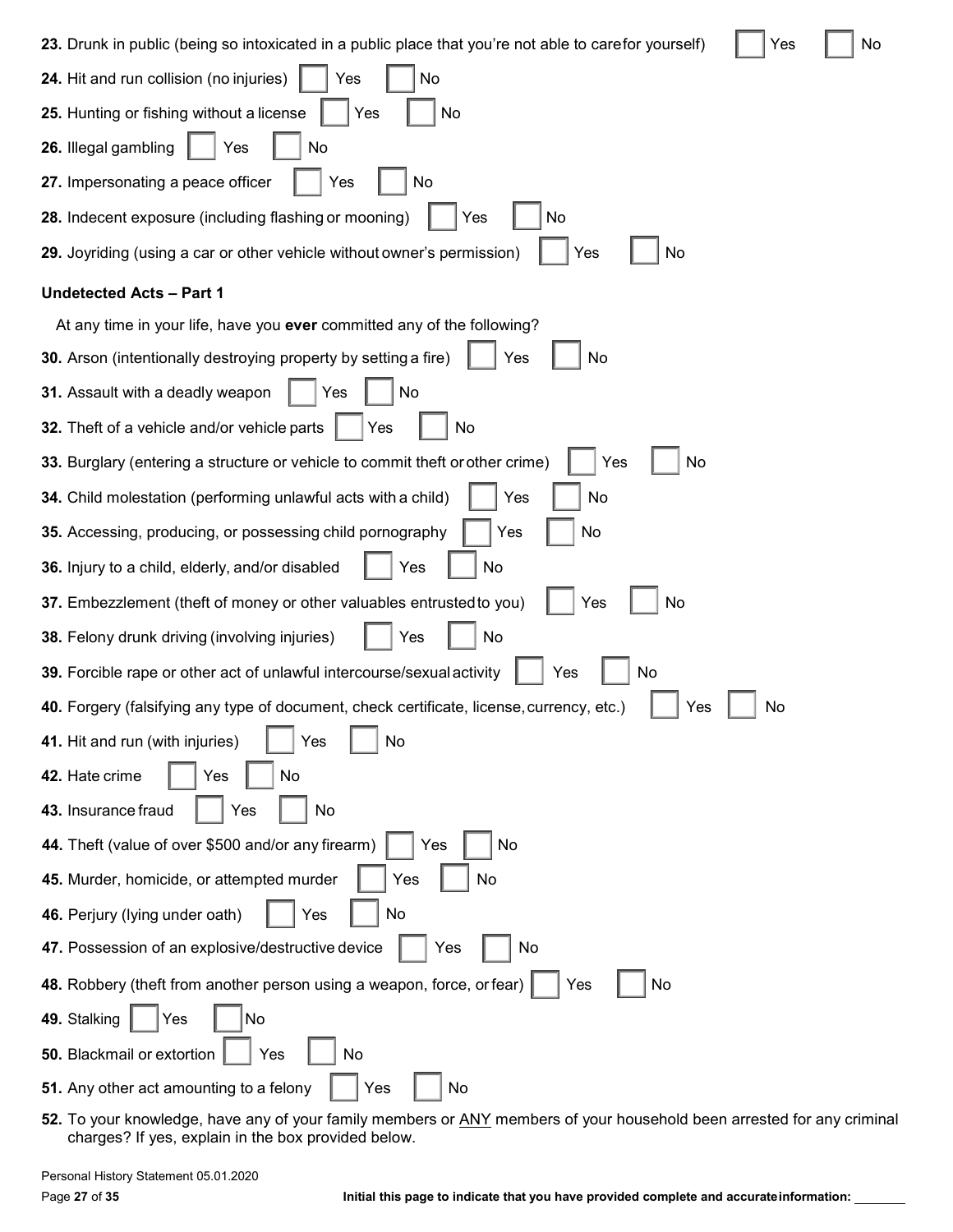23. Drunk in public (being so intoxicated in a public place that you're not able to carefor yourself) ☐ Yes ☐ No

24. Hit and run collision (no injuries) ☐ Yes ☐ No

25. Hunting or fishing without a license ☐ Yes ☐ No

26. Illegal gambling ☐ Yes ☐ No

27. Impersonating a peace officer ☐ Yes ☐ No

28. Indecent exposure (including flashing or mooning) ☐ Yes ☐ No

29. Joyriding (using a car or other vehicle without owner's permission) ☐ Yes ☐ No

**Undetected Acts – Part 1**

At any time in your life, have you **ever** committed any of the following?

30. Arson (intentionally destroying property by setting a fire) ☐ Yes ☐ No

31. Assault with a deadly weapon ☐ Yes ☐ No

32. Theft of a vehicle and/or vehicle parts ☐ Yes ☐ No

33. Burglary (entering a structure or vehicle to commit theft or other crime) ☐ Yes ☐ No

34. Child molestation (performing unlawful acts with a child) ☐ Yes ☐ No

35. Accessing, producing, or possessing child pornography ☐ Yes ☐ No

36. Injury to a child, elderly, and/or disabled ☐ Yes ☐ No

37. Embezzlement (theft of money or other valuables entrusted to you) ☐ Yes ☐ No

38. Felony drunk driving (involving injuries) ☐ Yes ☐ No

39. Forcible rape or other act of unlawful intercourse/sexual activity ☐ Yes ☐ No

40. Forgery (falsifying any type of document, check certificate, license, currency, etc.) ☐ Yes ☐ No

41. Hit and run (with injuries) ☐ Yes ☐ No

42. Hate crime ☐ Yes ☐ No

43. Insurance fraud ☐ Yes ☐ No

44. Theft (value of over $500 and/or any firearm) ☐ Yes ☐ No

45. Murder, homicide, or attempted murder ☐ Yes ☐ No

46. Perjury (lying under oath) ☐ Yes ☐ No

47. Possession of an explosive/destructive device ☐ Yes ☐ No

48. Robbery (theft from another person using a weapon, force, or fear) ☐ Yes ☐ No

49. Stalking ☐ Yes ☐ No

50. Blackmail or extortion ☐ Yes ☐ No

51. Any other act amounting to a felony ☐ Yes ☐ No

52. To your knowledge, have any of your family members or ANY members of your household been arrested for any criminal charges? If yes, explain in the box provided below.

Personal History Statement 05.01.2020

Initial this page to indicate that you have provided complete and accurate information: ________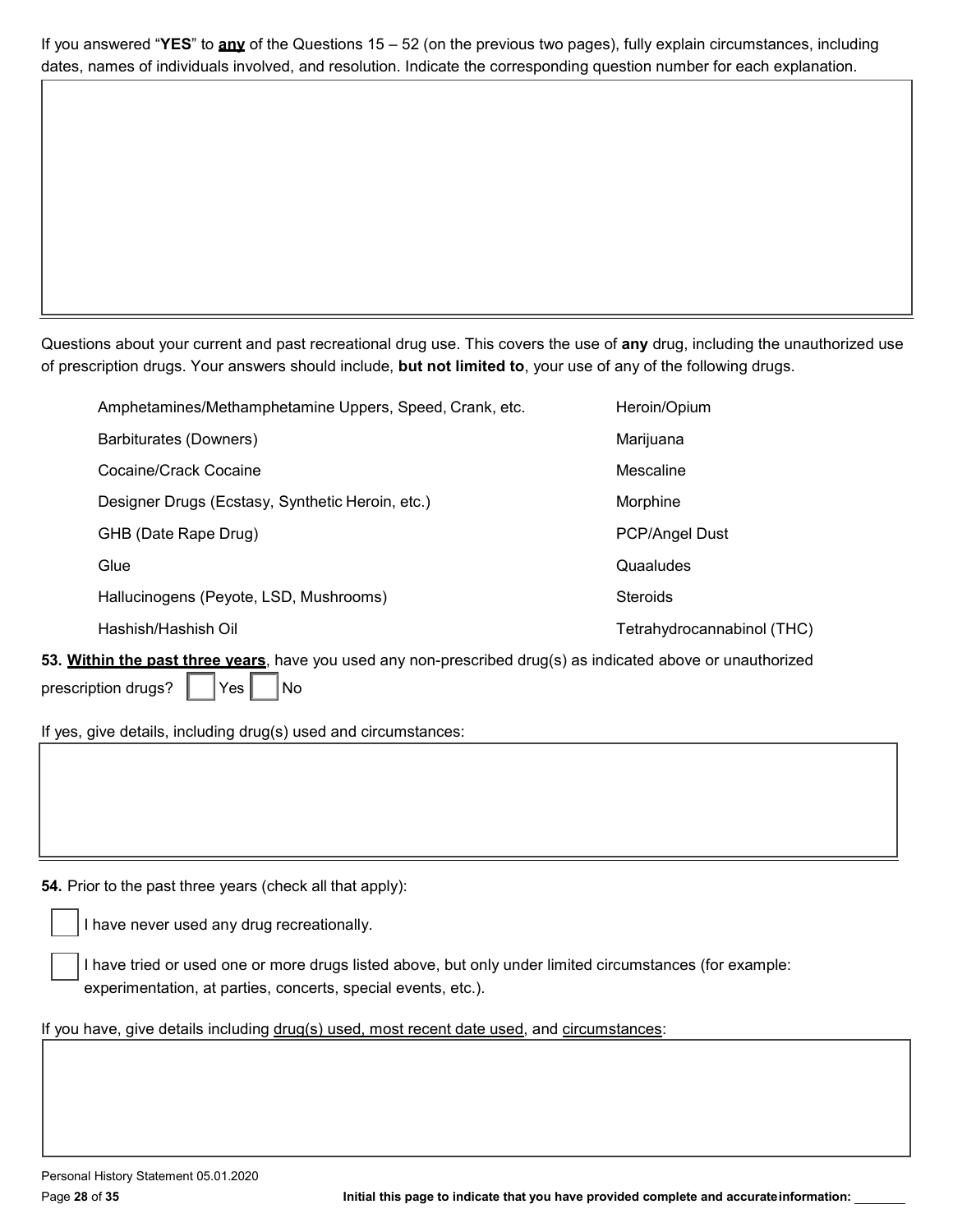If you answered "**YES**" to **any** of the Questions 15 – 52 (on the previous two pages), fully explain circumstances, including dates, names of individuals involved, and resolution. Indicate the corresponding question number for each explanation.

Questions about your current and past recreational drug use. This covers the use of **any** drug, including the unauthorized use of prescription drugs. Your answers should include, **but not limited to**, your use of any of the following drugs.

| | |
|---|---|
| Amphetamines/Methamphetamine Uppers, Speed, Crank, etc. | Heroin/Opium |
| Barbiturates (Downers) | Marijuana |
| Cocaine/Crack Cocaine | Mescaline |
| Designer Drugs (Ecstasy, Synthetic Heroin, etc.) | Morphine |
| GHB (Date Rape Drug) | PCP/Angel Dust |
| Glue | Quaaludes |
| Hallucinogens (Peyote, LSD, Mushrooms) | Steroids |
| Hashish/Hashish Oil | Tetrahydrocannabinol (THC) |

**53. Within the past three years**, have you used any non-prescribed drug(s) as indicated above or unauthorized prescription drugs? ☐ Yes ☐ No

If yes, give details, including drug(s) used and circumstances:

**54.** Prior to the past three years (check all that apply):

☐ I have never used any drug recreationally.

☐ I have tried or used one or more drugs listed above, but only under limited circumstances (for example: experimentation, at parties, concerts, special events, etc.).

If you have, give details including drug(s) used, most recent date used, and circumstances:

Initial this page to indicate that you have provided complete and accurate information: ________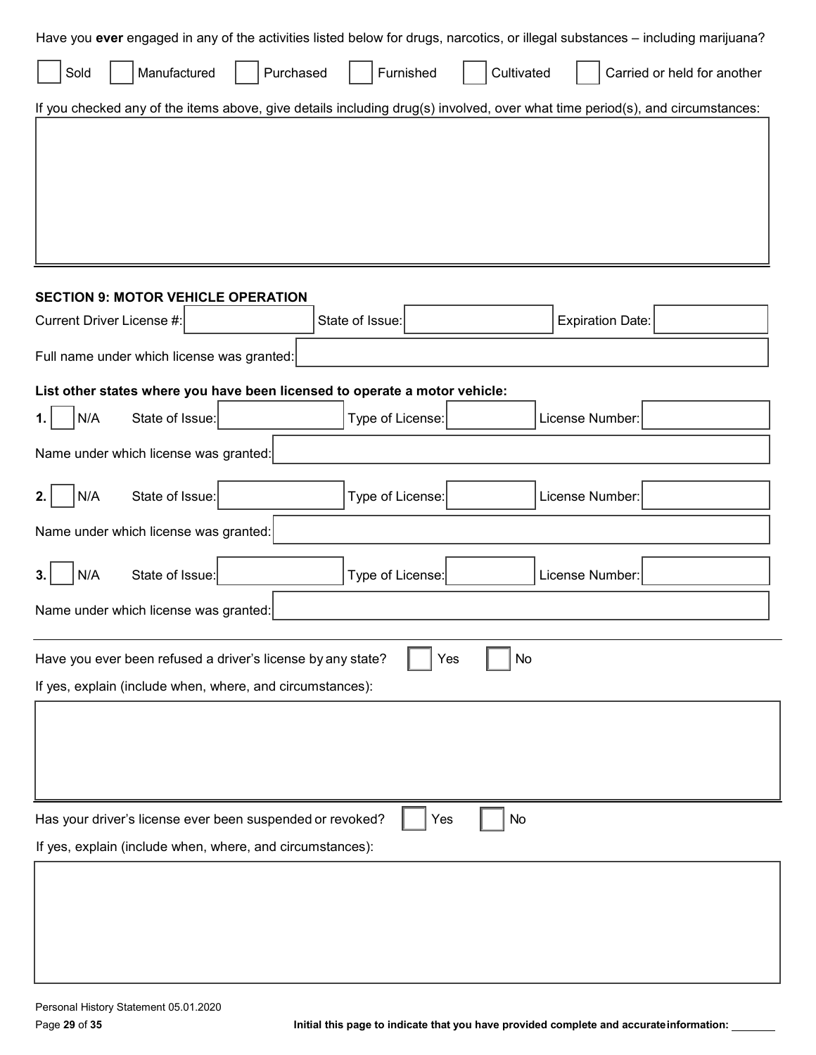Have you **ever** engaged in any of the activities listed below for drugs, narcotics, or illegal substances – including marijuana?

☐ Sold ☐ Manufactured ☐ Purchased ☐ Furnished ☐ Cultivated ☐ Carried or held for another

If you checked any of the items above, give details including drug(s) involved, over what time period(s), and circumstances:

**SECTION 9: MOTOR VEHICLE OPERATION**

Current Driver License #: ____ State of Issue: ____ Expiration Date: ____

Full name under which license was granted: ____

**List other states where you have been licensed to operate a motor vehicle:**

1. ☐ N/A State of Issue: ____ Type of License: ____ License Number: ____

Name under which license was granted: ____

2. ☐ N/A State of Issue: ____ Type of License: ____ License Number: ____

Name under which license was granted: ____

3. ☐ N/A State of Issue: ____ Type of License: ____ License Number: ____

Name under which license was granted: ____

Have you ever been refused a driver's license by any state? ☐ Yes ☐ No

If yes, explain (include when, where, and circumstances):

Has your driver's license ever been suspended or revoked? ☐ Yes ☐ No

If yes, explain (include when, where, and circumstances):

Personal History Statement 05.01.2020

**Initial this page to indicate that you have provided complete and accurate information:** ____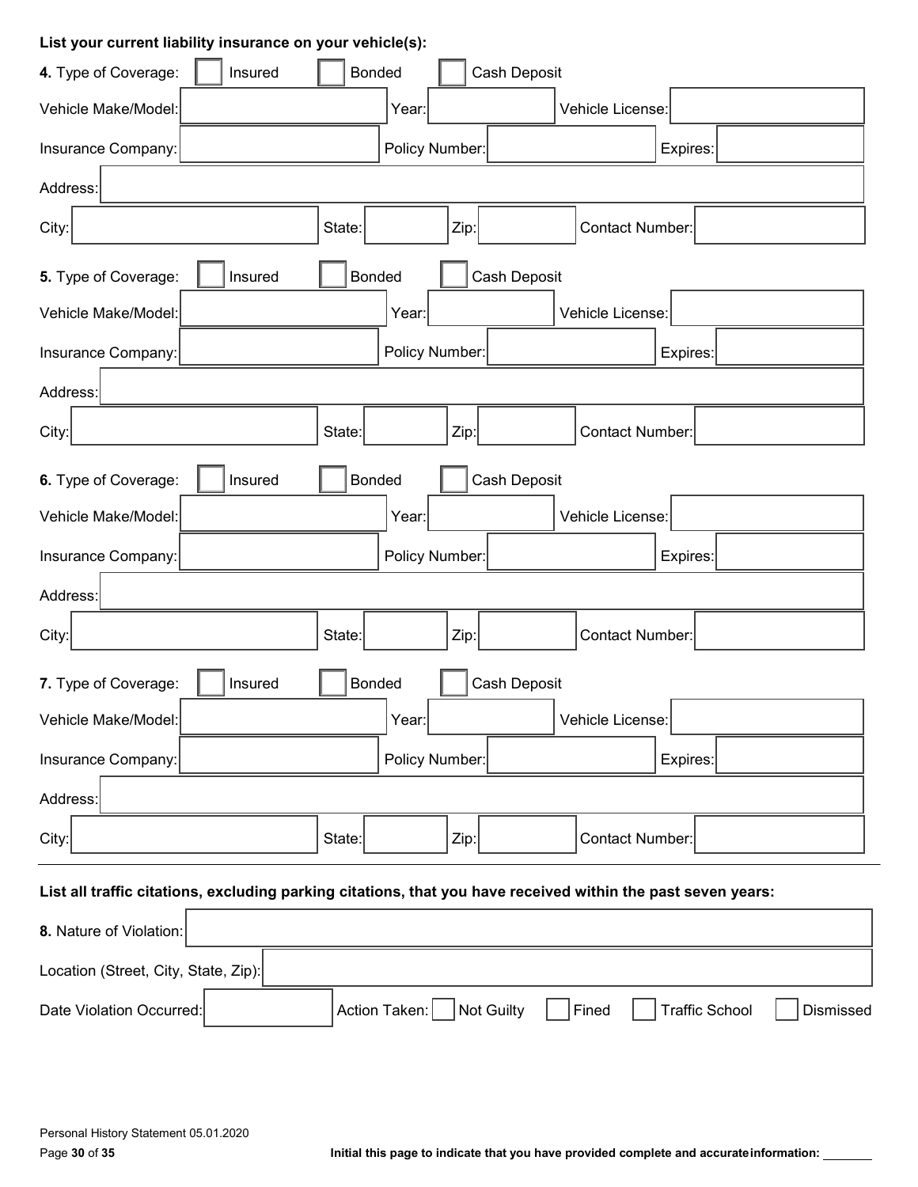**List your current liability insurance on your vehicle(s):**

**4.** Type of Coverage: ☐ Insured ☐ Bonded ☐ Cash Deposit

Vehicle Make/Model: ______ Year: ______ Vehicle License: ______

Insurance Company: ______ Policy Number: ______ Expires: ______

Address: ______

City: ______ State: ______ Zip: ______ Contact Number: ______

**5.** Type of Coverage: ☐ Insured ☐ Bonded ☐ Cash Deposit

Vehicle Make/Model: ______ Year: ______ Vehicle License: ______

Insurance Company: ______ Policy Number: ______ Expires: ______

Address: ______

City: ______ State: ______ Zip: ______ Contact Number: ______

**6.** Type of Coverage: ☐ Insured ☐ Bonded ☐ Cash Deposit

Vehicle Make/Model: ______ Year: ______ Vehicle License: ______

Insurance Company: ______ Policy Number: ______ Expires: ______

Address: ______

City: ______ State: ______ Zip: ______ Contact Number: ______

**7.** Type of Coverage: ☐ Insured ☐ Bonded ☐ Cash Deposit

Vehicle Make/Model: ______ Year: ______ Vehicle License: ______

Insurance Company: ______ Policy Number: ______ Expires: ______

Address: ______

City: ______ State: ______ Zip: ______ Contact Number: ______

---

**List all traffic citations, excluding parking citations, that you have received within the past seven years:**

**8.** Nature of Violation: ______

Location (Street, City, State, Zip): ______

Date Violation Occurred: ______ Action Taken: ☐ Not Guilty ☐ Fined ☐ Traffic School ☐ Dismissed

Personal History Statement 05.01.2020

**Initial this page to indicate that you have provided complete and accurate information:** ________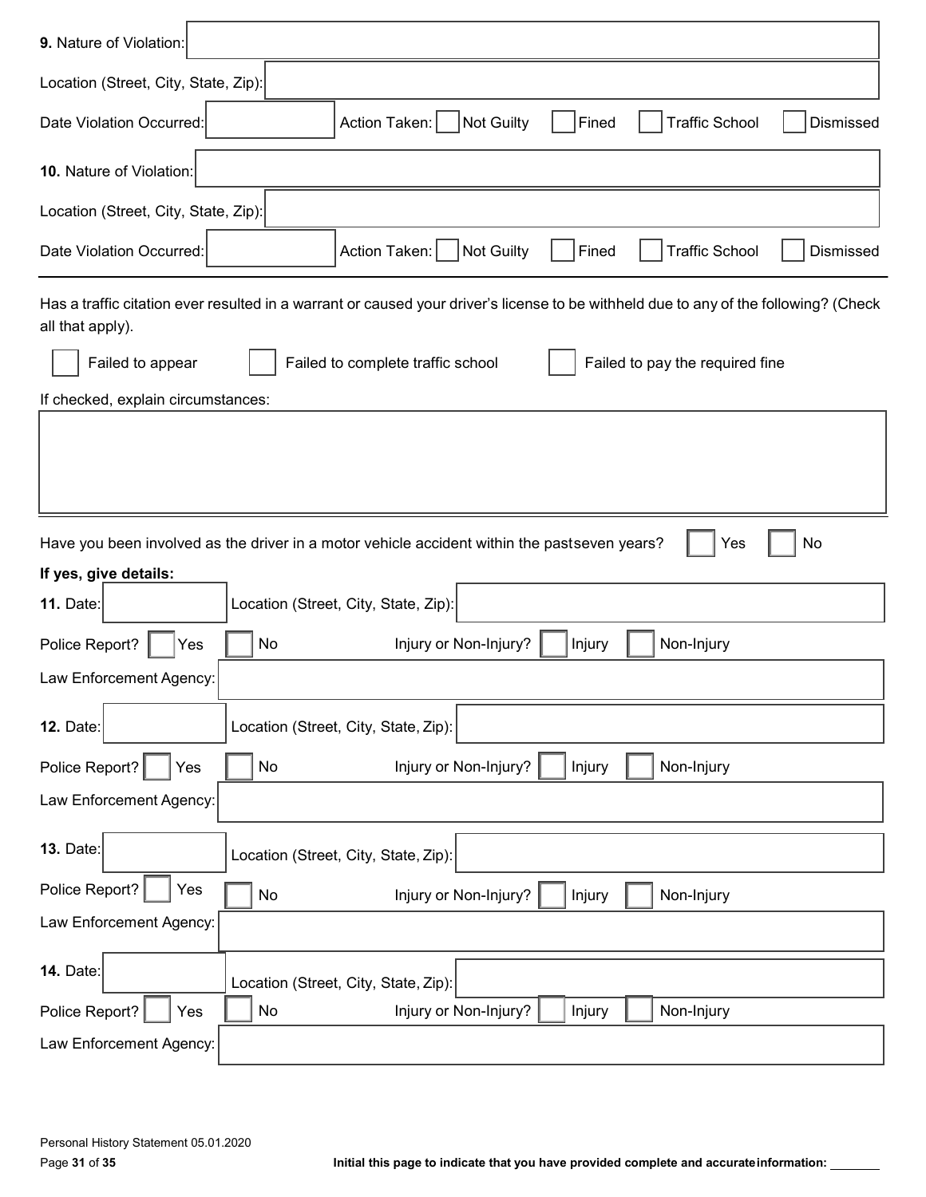**9.** Nature of Violation:

Location (Street, City, State, Zip):

Date Violation Occurred: Action Taken: ☐ Not Guilty ☐ Fined ☐ Traffic School ☐ Dismissed

**10.** Nature of Violation:

Location (Street, City, State, Zip):

Date Violation Occurred: Action Taken: ☐ Not Guilty ☐ Fined ☐ Traffic School ☐ Dismissed

---

Has a traffic citation ever resulted in a warrant or caused your driver's license to be withheld due to any of the following? (Check all that apply).

☐ Failed to appear ☐ Failed to complete traffic school ☐ Failed to pay the required fine

If checked, explain circumstances:

---

Have you been involved as the driver in a motor vehicle accident within the pastseven years? ☐ Yes ☐ No

**If yes, give details:**

**11.** Date: Location (Street, City, State, Zip):

Police Report? ☐ Yes ☐ No Injury or Non-Injury? ☐ Injury ☐ Non-Injury

Law Enforcement Agency:

**12.** Date: Location (Street, City, State, Zip):

Police Report? ☐ Yes ☐ No Injury or Non-Injury? ☐ Injury ☐ Non-Injury

Law Enforcement Agency:

**13.** Date: Location (Street, City, State, Zip):

Police Report? ☐ Yes ☐ No Injury or Non-Injury? ☐ Injury ☐ Non-Injury

Law Enforcement Agency:

**14.** Date: Location (Street, City, State, Zip):

Police Report? ☐ Yes ☐ No Injury or Non-Injury? ☐ Injury ☐ Non-Injury

Law Enforcement Agency:

Personal History Statement 05.01.2020

**Initial this page to indicate that you have provided complete and accurateinformation:** ________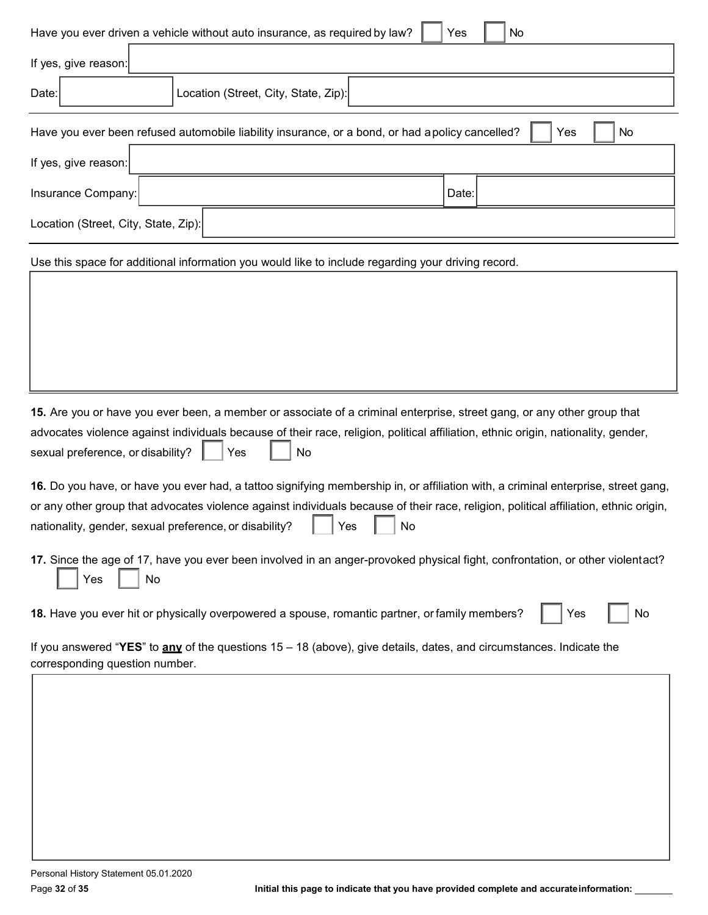Have you ever driven a vehicle without auto insurance, as required by law? ☐ Yes ☐ No

If yes, give reason:

Date: Location (Street, City, State, Zip):

---

Have you ever been refused automobile liability insurance, or a bond, or had a policy cancelled? ☐ Yes ☐ No

If yes, give reason:

Insurance Company: Date:

Location (Street, City, State, Zip):

---

Use this space for additional information you would like to include regarding your driving record.

**15.** Are you or have you ever been, a member or associate of a criminal enterprise, street gang, or any other group that advocates violence against individuals because of their race, religion, political affiliation, ethnic origin, nationality, gender, sexual preference, or disability? ☐ Yes ☐ No

**16.** Do you have, or have you ever had, a tattoo signifying membership in, or affiliation with, a criminal enterprise, street gang, or any other group that advocates violence against individuals because of their race, religion, political affiliation, ethnic origin, nationality, gender, sexual preference, or disability? ☐ Yes ☐ No

**17.** Since the age of 17, have you ever been involved in an anger-provoked physical fight, confrontation, or other violent act? ☐ Yes ☐ No

**18.** Have you ever hit or physically overpowered a spouse, romantic partner, or family members? ☐ Yes ☐ No

If you answered "**YES**" to **any** of the questions 15 – 18 (above), give details, dates, and circumstances. Indicate the corresponding question number.

Personal History Statement 05.01.2020

**Initial this page to indicate that you have provided complete and accurate information:** ________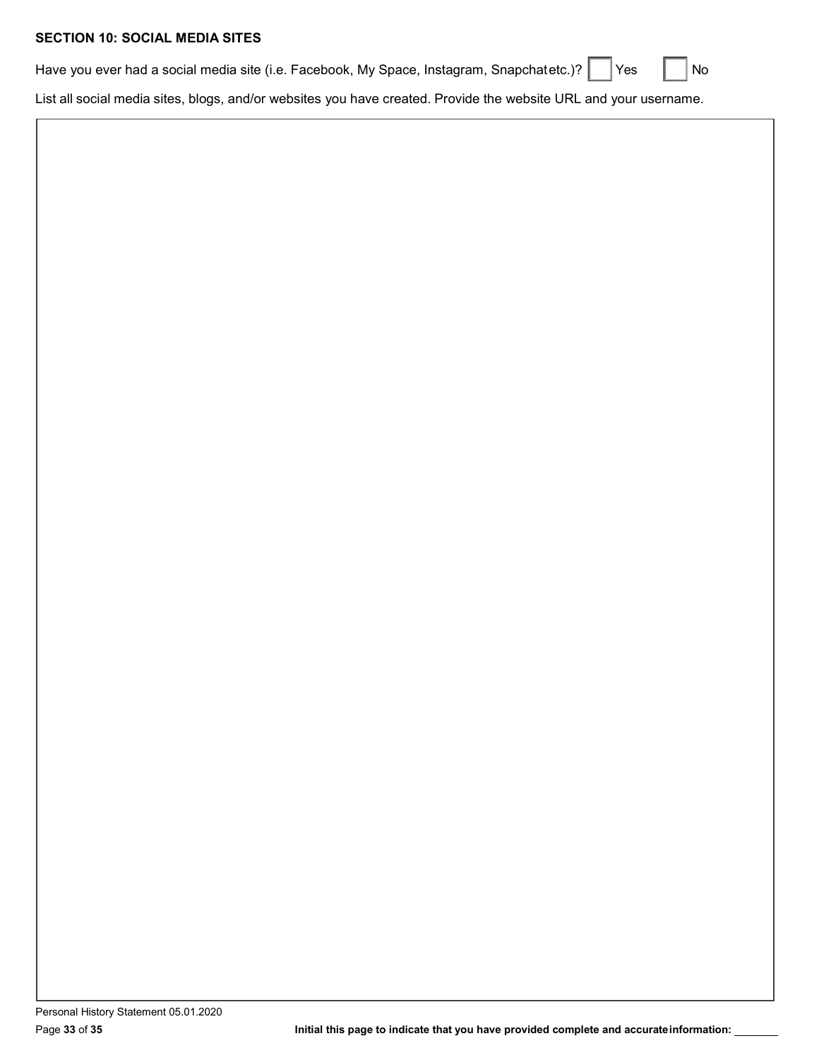## SECTION 10: SOCIAL MEDIA SITES

Have you ever had a social media site (i.e. Facebook, My Space, Instagram, Snapchatetc.)? ☐ Yes ☐ No

List all social media sites, blogs, and/or websites you have created. Provide the website URL and your username.

Personal History Statement 05.01.2020

**Initial this page to indicate that you have provided complete and accurate information:** ________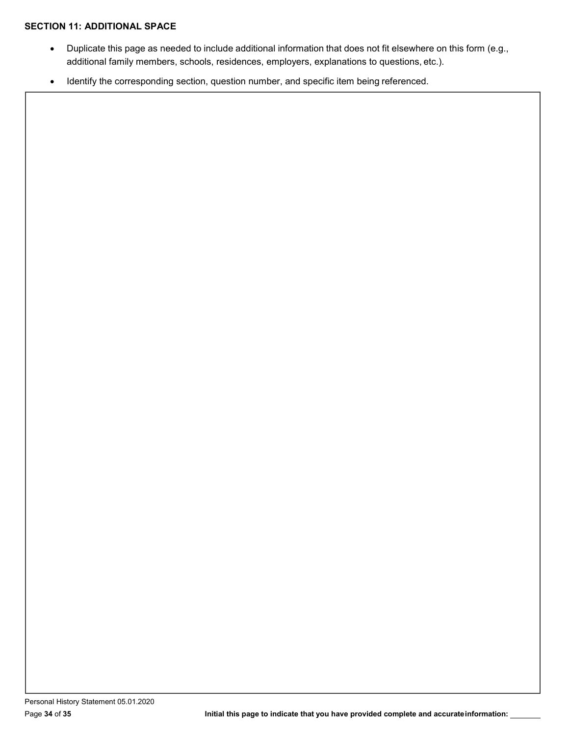**SECTION 11: ADDITIONAL SPACE**

- Duplicate this page as needed to include additional information that does not fit elsewhere on this form (e.g., additional family members, schools, residences, employers, explanations to questions, etc.).
- Identify the corresponding section, question number, and specific item being referenced.

**Initial this page to indicate that you have provided complete and accurate information:** ________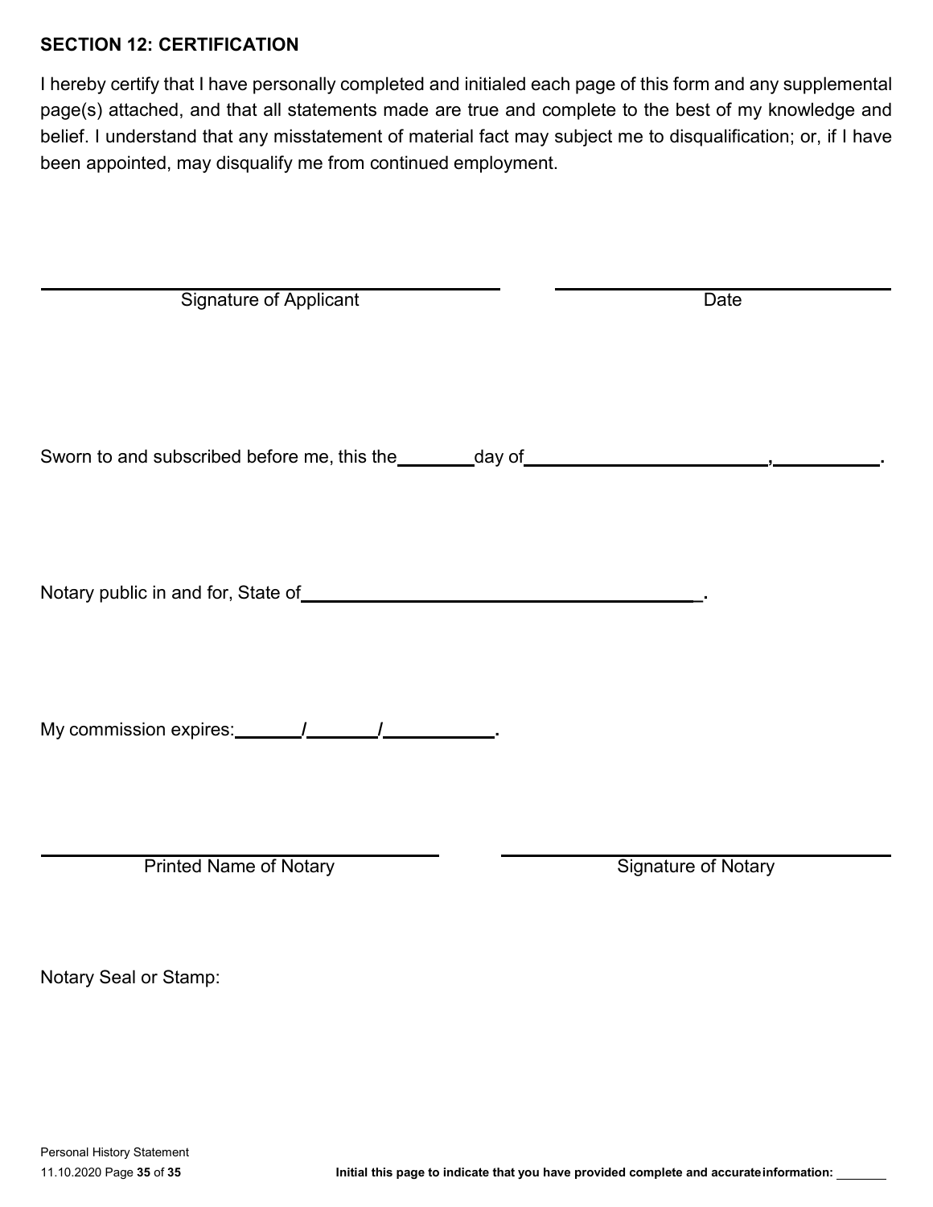**SECTION 12: CERTIFICATION**

I hereby certify that I have personally completed and initialed each page of this form and any supplemental page(s) attached, and that all statements made are true and complete to the best of my knowledge and belief. I understand that any misstatement of material fact may subject me to disqualification; or, if I have been appointed, may disqualify me from continued employment.

| | |
|---|---|
| ______________________________ | ______________________________ |
| Signature of Applicant | Date |

Sworn to and subscribed before me, this the________day of________________________,___________.

Notary public in and for, State of________________________________________.

My commission expires:_______/_______/___________.

| | |
|---|---|
| ______________________________ | ______________________________ |
| Printed Name of Notary | Signature of Notary |

Notary Seal or Stamp:

**Initial this page to indicate that you have provided complete and accurate information:** _______